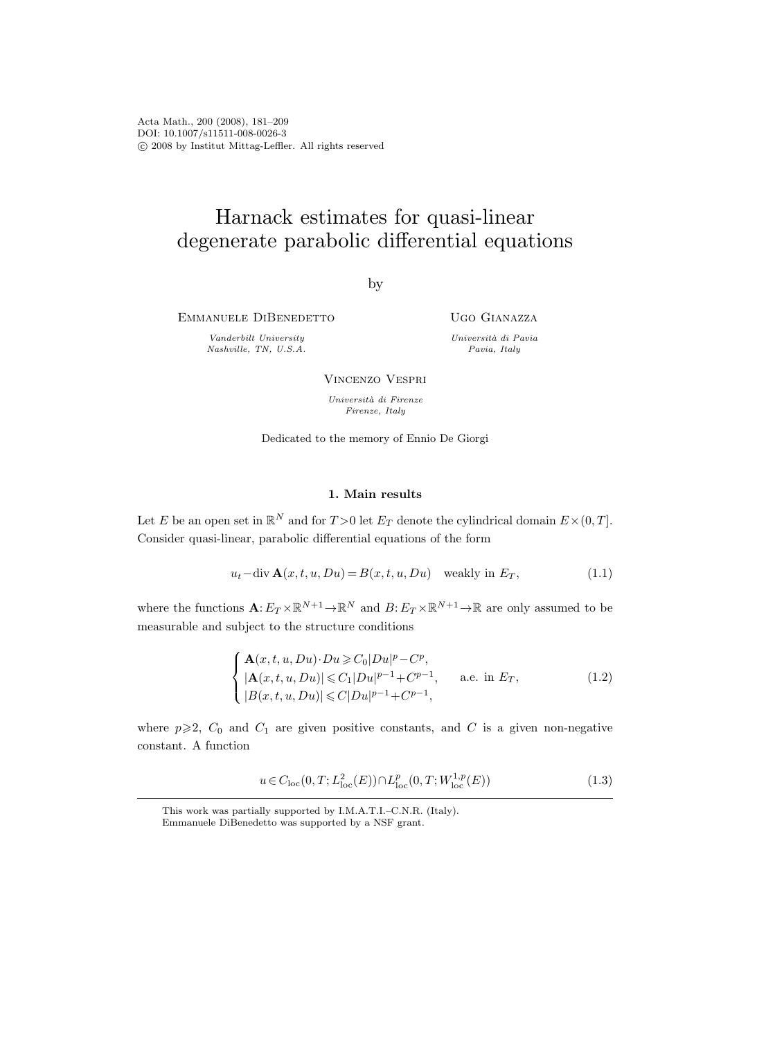# Harnack estimates for quasi-linear degenerate parabolic differential equations

by

Emmanuele DiBenedetto

*Vanderbilt University*
*Nashville, TN, U.S.A.*

Ugo Gianazza

*Università di Pavia*
*Pavia, Italy*

Vincenzo Vespri

*Università di Firenze*
*Firenze, Italy*

Dedicated to the memory of Ennio De Giorgi

## 1. Main results

Let $E$ be an open set in $\mathbb{R}^N$ and for $T>0$ let $E_T$ denote the cylindrical domain $E\times(0,T]$. Consider quasi-linear, parabolic differential equations of the form

$$u_t - \operatorname{div} \mathbf{A}(x,t,u,Du) = B(x,t,u,Du) \quad \text{weakly in } E_T, \tag{1.1}$$

where the functions $\mathbf{A}\colon E_T\times\mathbb{R}^{N+1}\to\mathbb{R}^N$ and $B\colon E_T\times\mathbb{R}^{N+1}\to\mathbb{R}$ are only assumed to be measurable and subject to the structure conditions

$$\begin{cases} \mathbf{A}(x,t,u,Du)\cdot Du \geqslant C_0|Du|^p - C^p, \\ |\mathbf{A}(x,t,u,Du)| \leqslant C_1|Du|^{p-1}+C^{p-1}, \qquad \text{a.e. in } E_T, \\ |B(x,t,u,Du)| \leqslant C|Du|^{p-1}+C^{p-1}, \end{cases} \tag{1.2}$$

where $p\geqslant 2$, $C_0$ and $C_1$ are given positive constants, and $C$ is a given non-negative constant. A function

$$u\in C_{\text{loc}}(0,T;L^2_{\text{loc}}(E))\cap L^p_{\text{loc}}(0,T;W^{1,p}_{\text{loc}}(E)) \tag{1.3}$$

This work was partially supported by I.M.A.T.I.–C.N.R. (Italy).
Emmanuele DiBenedetto was supported by a NSF grant.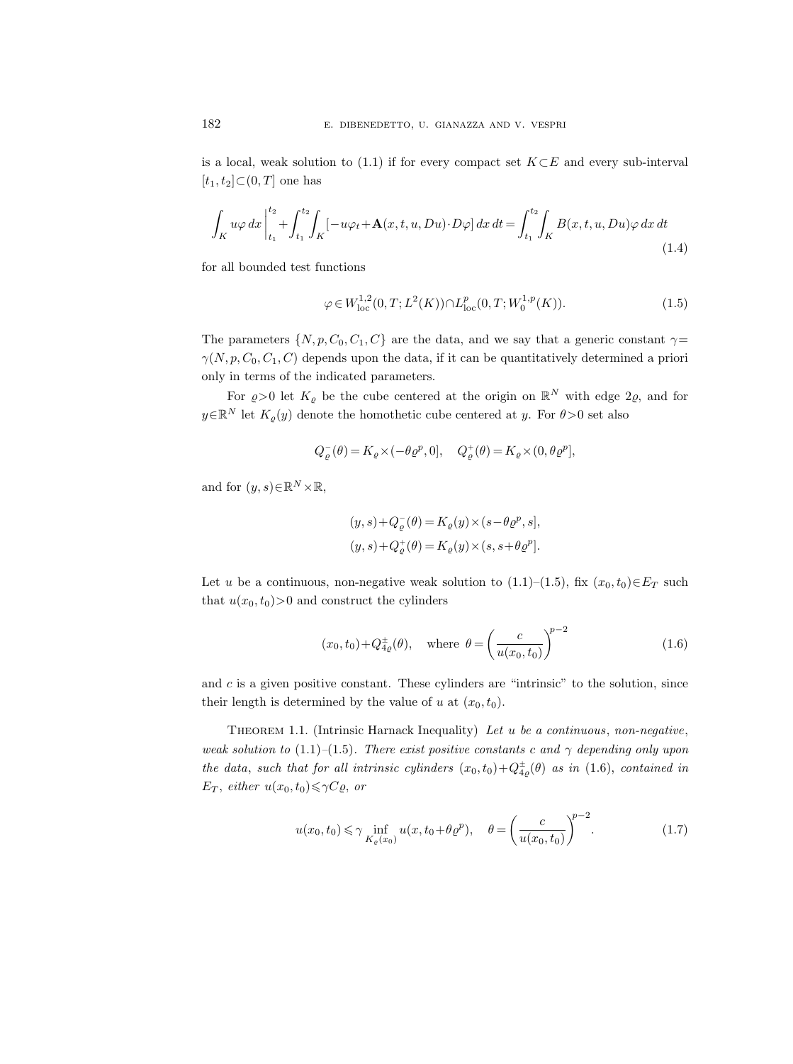is a local, weak solution to (1.1) if for every compact set $K \subset E$ and every sub-interval $[t_1, t_2] \subset (0, T]$ one has

$$\int_K u\varphi \, dx \Big|_{t_1}^{t_2} + \int_{t_1}^{t_2} \int_K [-u\varphi_t + \mathbf{A}(x,t,u,Du) \cdot D\varphi] \, dx \, dt = \int_{t_1}^{t_2} \int_K B(x,t,u,Du)\varphi \, dx \, dt \tag{1.4}$$

for all bounded test functions

$$\varphi \in W^{1,2}_{\mathrm{loc}}(0,T; L^2(K)) \cap L^p_{\mathrm{loc}}(0,T; W^{1,p}_0(K)). \tag{1.5}$$

The parameters $\{N, p, C_0, C_1, C\}$ are the data, and we say that a generic constant $\gamma = \gamma(N, p, C_0, C_1, C)$ depends upon the data, if it can be quantitatively determined a priori only in terms of the indicated parameters.

For $\varrho > 0$ let $K_\varrho$ be the cube centered at the origin on $\mathbb{R}^N$ with edge $2\varrho$, and for $y \in \mathbb{R}^N$ let $K_\varrho(y)$ denote the homothetic cube centered at $y$. For $\theta > 0$ set also

$$Q^-_\varrho(\theta) = K_\varrho \times (-\theta\varrho^p, 0], \quad Q^+_\varrho(\theta) = K_\varrho \times (0, \theta\varrho^p],$$

and for $(y,s) \in \mathbb{R}^N \times \mathbb{R}$,

$$(y,s) + Q^-_\varrho(\theta) = K_\varrho(y) \times (s - \theta\varrho^p, s],$$
$$(y,s) + Q^+_\varrho(\theta) = K_\varrho(y) \times (s, s + \theta\varrho^p].$$

Let $u$ be a continuous, non-negative weak solution to (1.1)–(1.5), fix $(x_0, t_0) \in E_T$ such that $u(x_0, t_0) > 0$ and construct the cylinders

$$(x_0, t_0) + Q^\pm_{4\varrho}(\theta), \quad \text{where } \theta = \left( \frac{c}{u(x_0, t_0)} \right)^{p-2} \tag{1.6}$$

and $c$ is a given positive constant. These cylinders are "intrinsic" to the solution, since their length is determined by the value of $u$ at $(x_0, t_0)$.

Theorem 1.1. (Intrinsic Harnack Inequality) *Let $u$ be a continuous, non-negative, weak solution to* (1.1)–(1.5). *There exist positive constants $c$ and $\gamma$ depending only upon the data, such that for all intrinsic cylinders $(x_0, t_0) + Q^\pm_{4\varrho}(\theta)$ as in* (1.6), *contained in $E_T$, either $u(x_0, t_0) \leqslant \gamma C \varrho$, or*

$$u(x_0, t_0) \leqslant \gamma \inf_{K_\varrho(x_0)} u(x, t_0 + \theta\varrho^p), \quad \theta = \left( \frac{c}{u(x_0, t_0)} \right)^{p-2}. \tag{1.7}$$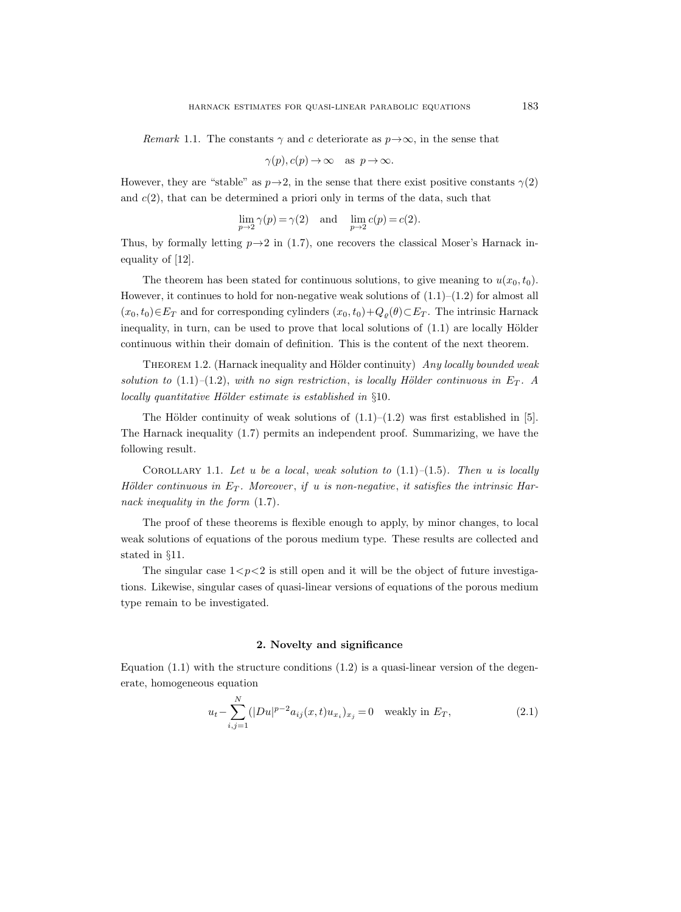*Remark* 1.1. The constants $\gamma$ and $c$ deteriorate as $p\to\infty$, in the sense that

$$\gamma(p), c(p) \to \infty \quad \text{as } p\to\infty.$$

However, they are "stable" as $p\to 2$, in the sense that there exist positive constants $\gamma(2)$ and $c(2)$, that can be determined a priori only in terms of the data, such that

$$\lim_{p\to 2}\gamma(p) = \gamma(2) \quad \text{and} \quad \lim_{p\to 2} c(p) = c(2).$$

Thus, by formally letting $p\to 2$ in (1.7), one recovers the classical Moser's Harnack inequality of [12].

The theorem has been stated for continuous solutions, to give meaning to $u(x_0, t_0)$. However, it continues to hold for non-negative weak solutions of (1.1)–(1.2) for almost all $(x_0, t_0)\in E_T$ and for corresponding cylinders $(x_0, t_0)+Q_\varrho(\theta)\subset E_T$. The intrinsic Harnack inequality, in turn, can be used to prove that local solutions of (1.1) are locally Hölder continuous within their domain of definition. This is the content of the next theorem.

THEOREM 1.2. (Harnack inequality and Hölder continuity) *Any locally bounded weak solution to* (1.1)–(1.2), *with no sign restriction, is locally Hölder continuous in* $E_T$. *A locally quantitative Hölder estimate is established in* §10.

The Hölder continuity of weak solutions of (1.1)–(1.2) was first established in [5]. The Harnack inequality (1.7) permits an independent proof. Summarizing, we have the following result.

COROLLARY 1.1. *Let* $u$ *be a local, weak solution to* (1.1)–(1.5). *Then* $u$ *is locally Hölder continuous in* $E_T$. *Moreover, if* $u$ *is non-negative, it satisfies the intrinsic Harnack inequality in the form* (1.7).

The proof of these theorems is flexible enough to apply, by minor changes, to local weak solutions of equations of the porous medium type. These results are collected and stated in §11.

The singular case $1<p<2$ is still open and it will be the object of future investigations. Likewise, singular cases of quasi-linear versions of equations of the porous medium type remain to be investigated.

## 2. Novelty and significance

Equation (1.1) with the structure conditions (1.2) is a quasi-linear version of the degenerate, homogeneous equation

$$u_t - \sum_{i,j=1}^{N} (|Du|^{p-2} a_{ij}(x,t) u_{x_i})_{x_j} = 0 \quad \text{weakly in } E_T, \tag{2.1}$$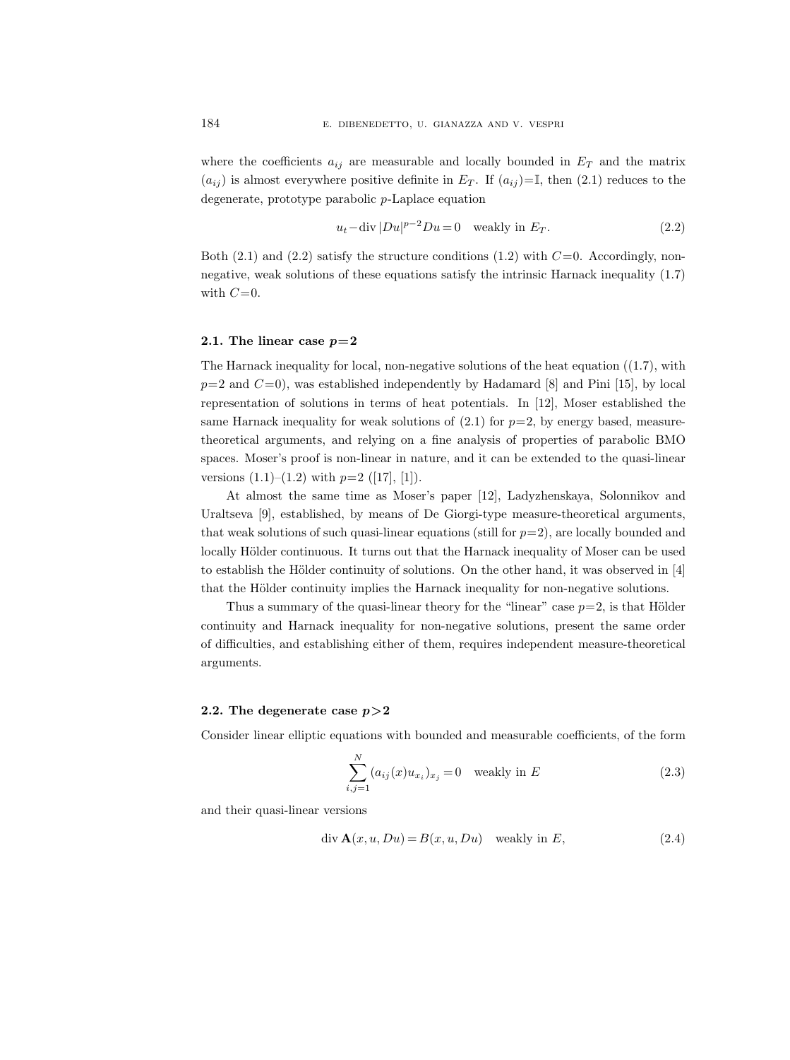where the coefficients $a_{ij}$ are measurable and locally bounded in $E_T$ and the matrix $(a_{ij})$ is almost everywhere positive definite in $E_T$. If $(a_{ij})=\mathbb{I}$, then (2.1) reduces to the degenerate, prototype parabolic $p$-Laplace equation

$$u_t - \operatorname{div} |Du|^{p-2} Du = 0 \quad \text{weakly in } E_T. \tag{2.2}$$

Both (2.1) and (2.2) satisfy the structure conditions (1.2) with $C=0$. Accordingly, non-negative, weak solutions of these equations satisfy the intrinsic Harnack inequality (1.7) with $C=0$.

### 2.1. The linear case $p=2$

The Harnack inequality for local, non-negative solutions of the heat equation ((1.7), with $p=2$ and $C=0$), was established independently by Hadamard [8] and Pini [15], by local representation of solutions in terms of heat potentials. In [12], Moser established the same Harnack inequality for weak solutions of (2.1) for $p=2$, by energy based, measure-theoretical arguments, and relying on a fine analysis of properties of parabolic BMO spaces. Moser's proof is non-linear in nature, and it can be extended to the quasi-linear versions (1.1)–(1.2) with $p=2$ ([17], [1]).

At almost the same time as Moser's paper [12], Ladyzhenskaya, Solonnikov and Uraltseva [9], established, by means of De Giorgi-type measure-theoretical arguments, that weak solutions of such quasi-linear equations (still for $p=2$), are locally bounded and locally Hölder continuous. It turns out that the Harnack inequality of Moser can be used to establish the Hölder continuity of solutions. On the other hand, it was observed in [4] that the Hölder continuity implies the Harnack inequality for non-negative solutions.

Thus a summary of the quasi-linear theory for the "linear" case $p=2$, is that Hölder continuity and Harnack inequality for non-negative solutions, present the same order of difficulties, and establishing either of them, requires independent measure-theoretical arguments.

### 2.2. The degenerate case $p>2$

Consider linear elliptic equations with bounded and measurable coefficients, of the form

$$\sum_{i,j=1}^{N} (a_{ij}(x) u_{x_i})_{x_j} = 0 \quad \text{weakly in } E \tag{2.3}$$

and their quasi-linear versions

$$\operatorname{div} \mathbf{A}(x,u,Du) = B(x,u,Du) \quad \text{weakly in } E, \tag{2.4}$$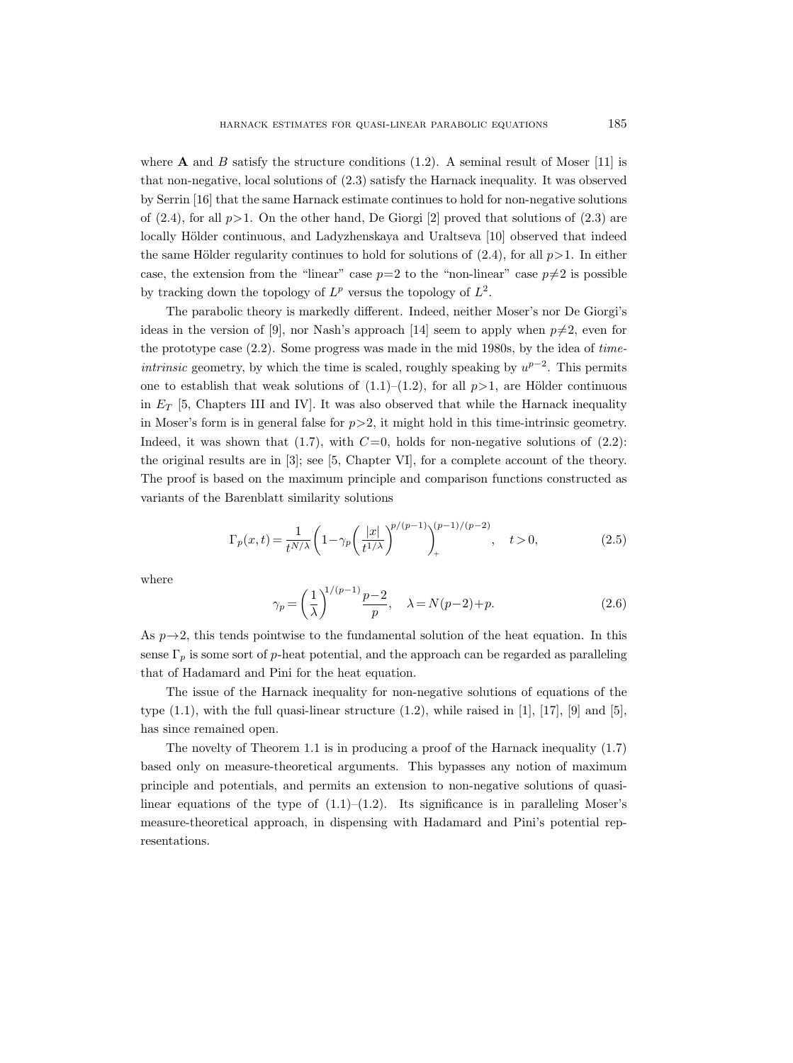where $\mathbf{A}$ and $B$ satisfy the structure conditions (1.2). A seminal result of Moser [11] is that non-negative, local solutions of (2.3) satisfy the Harnack inequality. It was observed by Serrin [16] that the same Harnack estimate continues to hold for non-negative solutions of (2.4), for all $p>1$. On the other hand, De Giorgi [2] proved that solutions of (2.3) are locally Hölder continuous, and Ladyzhenskaya and Uraltseva [10] observed that indeed the same Hölder regularity continues to hold for solutions of (2.4), for all $p>1$. In either case, the extension from the "linear" case $p=2$ to the "non-linear" case $p\neq 2$ is possible by tracking down the topology of $L^p$ versus the topology of $L^2$.

The parabolic theory is markedly different. Indeed, neither Moser's nor De Giorgi's ideas in the version of [9], nor Nash's approach [14] seem to apply when $p\neq 2$, even for the prototype case (2.2). Some progress was made in the mid 1980s, by the idea of *time-intrinsic* geometry, by which the time is scaled, roughly speaking by $u^{p-2}$. This permits one to establish that weak solutions of (1.1)–(1.2), for all $p>1$, are Hölder continuous in $E_T$ [5, Chapters III and IV]. It was also observed that while the Harnack inequality in Moser's form is in general false for $p>2$, it might hold in this time-intrinsic geometry. Indeed, it was shown that (1.7), with $C=0$, holds for non-negative solutions of (2.2): the original results are in [3]; see [5, Chapter VI], for a complete account of the theory. The proof is based on the maximum principle and comparison functions constructed as variants of the Barenblatt similarity solutions

$$\Gamma_p(x,t)=\frac{1}{t^{N/\lambda}}\left(1-\gamma_p\left(\frac{|x|}{t^{1/\lambda}}\right)^{p/(p-1)}\right)_+^{(p-1)/(p-2)},\quad t>0, \tag{2.5}$$

where

$$\gamma_p=\left(\frac{1}{\lambda}\right)^{1/(p-1)}\frac{p-2}{p},\quad \lambda=N(p-2)+p. \tag{2.6}$$

As $p\to 2$, this tends pointwise to the fundamental solution of the heat equation. In this sense $\Gamma_p$ is some sort of $p$-heat potential, and the approach can be regarded as paralleling that of Hadamard and Pini for the heat equation.

The issue of the Harnack inequality for non-negative solutions of equations of the type (1.1), with the full quasi-linear structure (1.2), while raised in [1], [17], [9] and [5], has since remained open.

The novelty of Theorem 1.1 is in producing a proof of the Harnack inequality (1.7) based only on measure-theoretical arguments. This bypasses any notion of maximum principle and potentials, and permits an extension to non-negative solutions of quasi-linear equations of the type of (1.1)–(1.2). Its significance is in paralleling Moser's measure-theoretical approach, in dispensing with Hadamard and Pini's potential representations.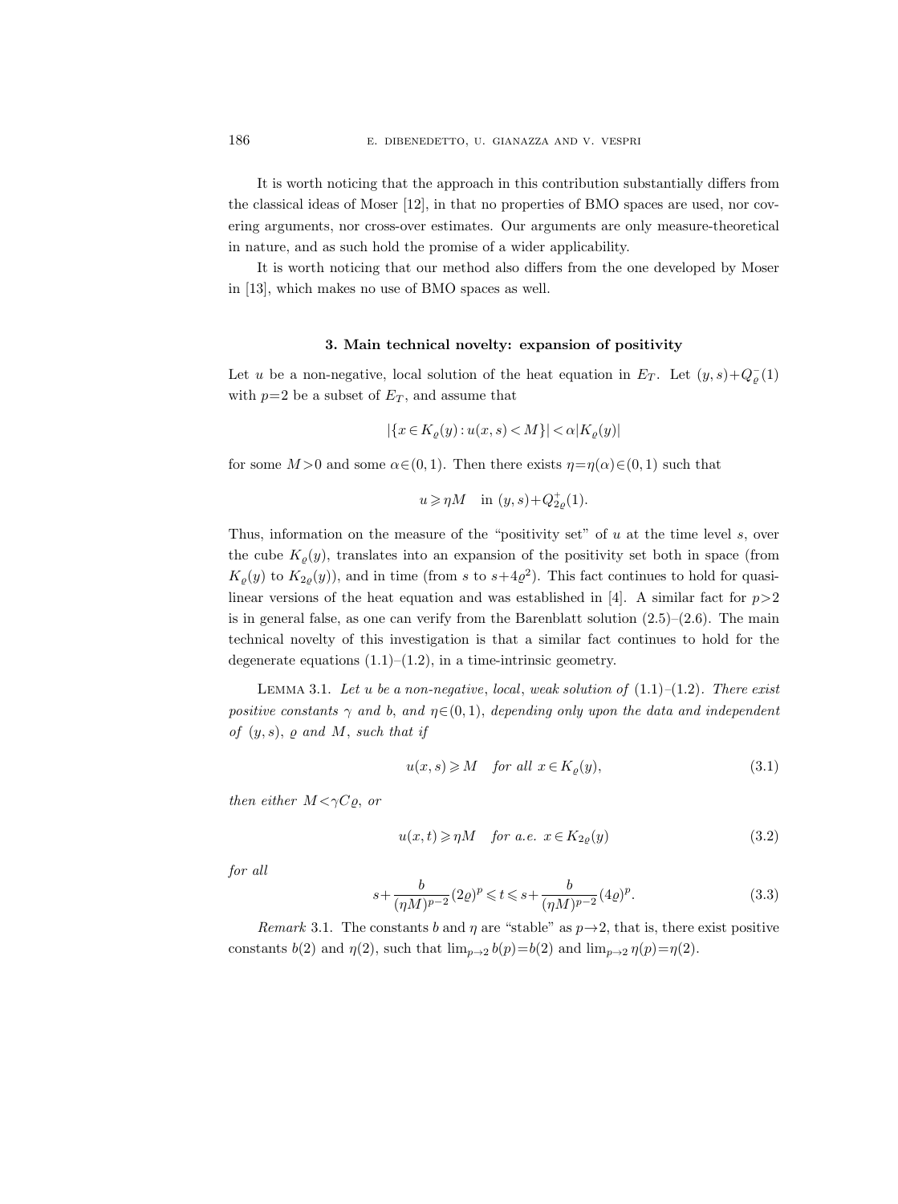It is worth noticing that the approach in this contribution substantially differs from the classical ideas of Moser [12], in that no properties of BMO spaces are used, nor covering arguments, nor cross-over estimates. Our arguments are only measure-theoretical in nature, and as such hold the promise of a wider applicability.

It is worth noticing that our method also differs from the one developed by Moser in [13], which makes no use of BMO spaces as well.

## 3. Main technical novelty: expansion of positivity

Let $u$ be a non-negative, local solution of the heat equation in $E_T$. Let $(y,s)+Q_\varrho^-(1)$ with $p=2$ be a subset of $E_T$, and assume that

$$|\{x\in K_\varrho(y): u(x,s)<M\}|<\alpha|K_\varrho(y)|$$

for some $M>0$ and some $\alpha\in(0,1)$. Then there exists $\eta=\eta(\alpha)\in(0,1)$ such that

$$u\geqslant \eta M \quad \text{in } (y,s)+Q_{2\varrho}^+(1).$$

Thus, information on the measure of the "positivity set" of $u$ at the time level $s$, over the cube $K_\varrho(y)$, translates into an expansion of the positivity set both in space (from $K_\varrho(y)$ to $K_{2\varrho}(y)$), and in time (from $s$ to $s+4\varrho^2$). This fact continues to hold for quasi-linear versions of the heat equation and was established in [4]. A similar fact for $p>2$ is in general false, as one can verify from the Barenblatt solution (2.5)–(2.6). The main technical novelty of this investigation is that a similar fact continues to hold for the degenerate equations (1.1)–(1.2), in a time-intrinsic geometry.

Lemma 3.1. *Let $u$ be a non-negative, local, weak solution of (1.1)–(1.2). There exist positive constants $\gamma$ and $b$, and $\eta\in(0,1)$, depending only upon the data and independent of $(y,s)$, $\varrho$ and $M$, such that if*

$$u(x,s)\geqslant M \quad \textit{for all } x\in K_\varrho(y), \tag{3.1}$$

*then either $M<\gamma C\varrho$, or*

$$u(x,t)\geqslant \eta M \quad \textit{for a.e. } x\in K_{2\varrho}(y) \tag{3.2}$$

*for all*

$$s+\frac{b}{(\eta M)^{p-2}}(2\varrho)^p\leqslant t\leqslant s+\frac{b}{(\eta M)^{p-2}}(4\varrho)^p. \tag{3.3}$$

*Remark* 3.1. The constants $b$ and $\eta$ are "stable" as $p\to 2$, that is, there exist positive constants $b(2)$ and $\eta(2)$, such that $\lim_{p\to 2} b(p)=b(2)$ and $\lim_{p\to 2}\eta(p)=\eta(2)$.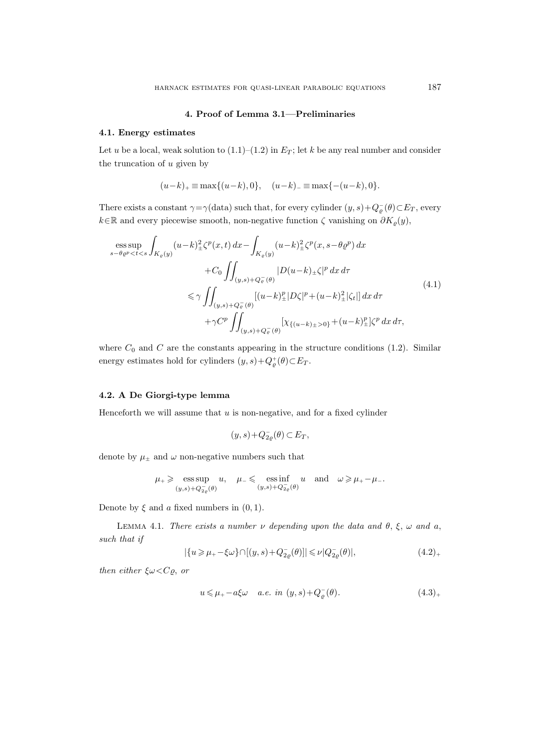## 4. Proof of Lemma 3.1—Preliminaries

### 4.1. Energy estimates

Let $u$ be a local, weak solution to (1.1)–(1.2) in $E_T$; let $k$ be any real number and consider the truncation of $u$ given by

$$(u-k)_+ \equiv \max\{(u-k),0\}, \quad (u-k)_- \equiv \max\{-(u-k),0\}.$$

There exists a constant $\gamma=\gamma(\text{data})$ such that, for every cylinder $(y,s)+Q_\varrho^-(\theta)\subset E_T$, every $k\in\mathbb{R}$ and every piecewise smooth, non-negative function $\zeta$ vanishing on $\partial K_\varrho(y)$,

$$\begin{aligned}
\operatorname*{ess\,sup}_{s-\theta\varrho^p<t<s} \int_{K_\varrho(y)} (u-k)_\pm^2 \zeta^p(x,t)\,dx - \int_{K_\varrho(y)} (u-k)_\pm^2 \zeta^p(x,s-\theta\varrho^p)\,dx & \\
+C_0 \iint_{(y,s)+Q_\varrho^-(\theta)} |D(u-k)_\pm \zeta|^p \,dx\,d\tau & \\
\leqslant \gamma \iint_{(y,s)+Q_\varrho^-(\theta)} [(u-k)_\pm^p |D\zeta|^p + (u-k)_\pm^2 |\zeta_t|]\,dx\,d\tau & \\
+\gamma C^p \iint_{(y,s)+Q_\varrho^-(\theta)} [\chi_{\{(u-k)_\pm>0\}} + (u-k)_\pm^p]\zeta^p\,dx\,d\tau, &
\end{aligned} \tag{4.1}$$

where $C_0$ and $C$ are the constants appearing in the structure conditions (1.2). Similar energy estimates hold for cylinders $(y,s)+Q_\varrho^+(\theta)\subset E_T$.

### 4.2. A De Giorgi-type lemma

Henceforth we will assume that $u$ is non-negative, and for a fixed cylinder

$$(y,s)+Q_{2\varrho}^-(\theta)\subset E_T,$$

denote by $\mu_\pm$ and $\omega$ non-negative numbers such that

$$\mu_+ \geqslant \operatorname*{ess\,sup}_{(y,s)+Q_{2\varrho}^-(\theta)} u, \quad \mu_- \leqslant \operatorname*{ess\,inf}_{(y,s)+Q_{2\varrho}^-(\theta)} u \quad \text{and} \quad \omega \geqslant \mu_+ - \mu_-.$$

Denote by $\xi$ and $a$ fixed numbers in $(0,1)$.

Lemma 4.1. *There exists a number $\nu$ depending upon the data and $\theta$, $\xi$, $\omega$ and $a$, such that if*

$$|\{u\geqslant \mu_+ - \xi\omega\}\cap[(y,s)+Q_{2\varrho}^-(\theta)]| \leqslant \nu |Q_{2\varrho}^-(\theta)|, \tag{4.2$_+$}$$

*then either $\xi\omega<C\varrho$, or*

$$u\leqslant \mu_+ - a\xi\omega \quad \text{a.e. in } (y,s)+Q_\varrho^-(\theta). \tag{4.3$_+$}$$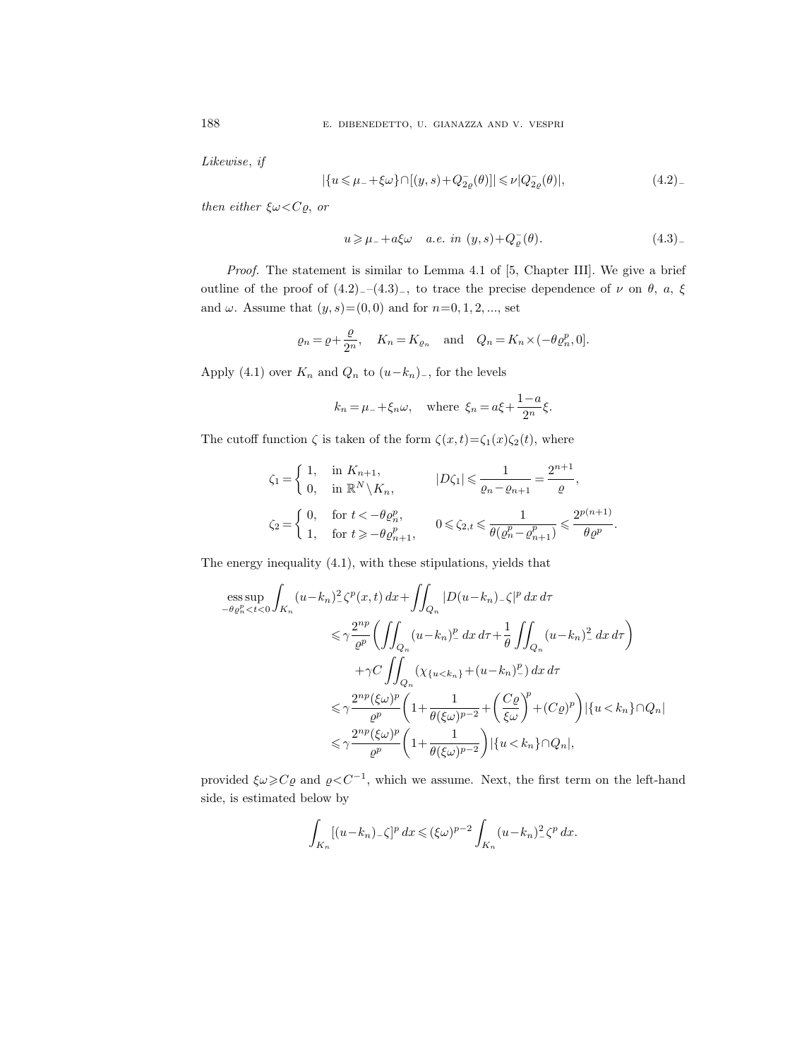*Likewise*, *if*

$$|\{u \leqslant \mu_- + \xi\omega\} \cap [(y,s) + Q^-_{2\varrho}(\theta)]| \leqslant \nu |Q^-_{2\varrho}(\theta)|, \tag{4.2$_-$}$$

*then either* $\xi\omega < C\varrho$, *or*

$$u \geqslant \mu_- + a\xi\omega \quad \textit{a.e. in } (y,s) + Q^-_{\varrho}(\theta). \tag{4.3$_-$}$$

*Proof.* The statement is similar to Lemma 4.1 of [5, Chapter III]. We give a brief outline of the proof of (4.2)$_-$–(4.3)$_-$, to trace the precise dependence of $\nu$ on $\theta$, $a$, $\xi$ and $\omega$. Assume that $(y,s) = (0,0)$ and for $n = 0, 1, 2, \ldots$, set

$$\varrho_n = \varrho + \frac{\varrho}{2^n}, \quad K_n = K_{\varrho_n} \quad \text{and} \quad Q_n = K_n \times (-\theta \varrho_n^p, 0].$$

Apply (4.1) over $K_n$ and $Q_n$ to $(u-k_n)_-$, for the levels

$$k_n = \mu_- + \xi_n \omega, \quad \text{where } \xi_n = a\xi + \frac{1-a}{2^n}\xi.$$

The cutoff function $\zeta$ is taken of the form $\zeta(x,t) = \zeta_1(x)\zeta_2(t)$, where

$$\zeta_1 = \begin{cases} 1, & \text{in } K_{n+1}, \\ 0, & \text{in } \mathbb{R}^N \setminus K_n, \end{cases} \qquad |D\zeta_1| \leqslant \frac{1}{\varrho_n - \varrho_{n+1}} = \frac{2^{n+1}}{\varrho},$$

$$\zeta_2 = \begin{cases} 0, & \text{for } t < -\theta \varrho_n^p, \\ 1, & \text{for } t \geqslant -\theta \varrho_{n+1}^p, \end{cases} \qquad 0 \leqslant \zeta_{2,t} \leqslant \frac{1}{\theta(\varrho_n^p - \varrho_{n+1}^p)} \leqslant \frac{2^{p(n+1)}}{\theta \varrho^p}.$$

The energy inequality (4.1), with these stipulations, yields that

$$\begin{aligned}
\operatorname*{ess\,sup}_{-\theta\varrho_n^p < t < 0} \int_{K_n} (u-k_n)_-^2 \zeta^p(x,t)\, dx &+ \iint_{Q_n} |D(u-k_n)_- \zeta|^p \, dx\, d\tau \\
&\leqslant \gamma \frac{2^{np}}{\varrho^p} \left( \iint_{Q_n} (u-k_n)_-^p \, dx\, d\tau + \frac{1}{\theta} \iint_{Q_n} (u-k_n)_-^2 \, dx\, d\tau \right) \\
&\quad + \gamma C \iint_{Q_n} (\chi_{\{u<k_n\}} + (u-k_n)_-^p) \, dx\, d\tau \\
&\leqslant \gamma \frac{2^{np}(\xi\omega)^p}{\varrho^p} \left( 1 + \frac{1}{\theta(\xi\omega)^{p-2}} + \left(\frac{C\varrho}{\xi\omega}\right)^p + (C\varrho)^p \right) |\{u<k_n\} \cap Q_n| \\
&\leqslant \gamma \frac{2^{np}(\xi\omega)^p}{\varrho^p} \left( 1 + \frac{1}{\theta(\xi\omega)^{p-2}} \right) |\{u<k_n\} \cap Q_n|,
\end{aligned}$$

provided $\xi\omega \geqslant C\varrho$ and $\varrho < C^{-1}$, which we assume. Next, the first term on the left-hand side, is estimated below by

$$\int_{K_n} [(u-k_n)_- \zeta]^p \, dx \leqslant (\xi\omega)^{p-2} \int_{K_n} (u-k_n)_-^2 \zeta^p \, dx.$$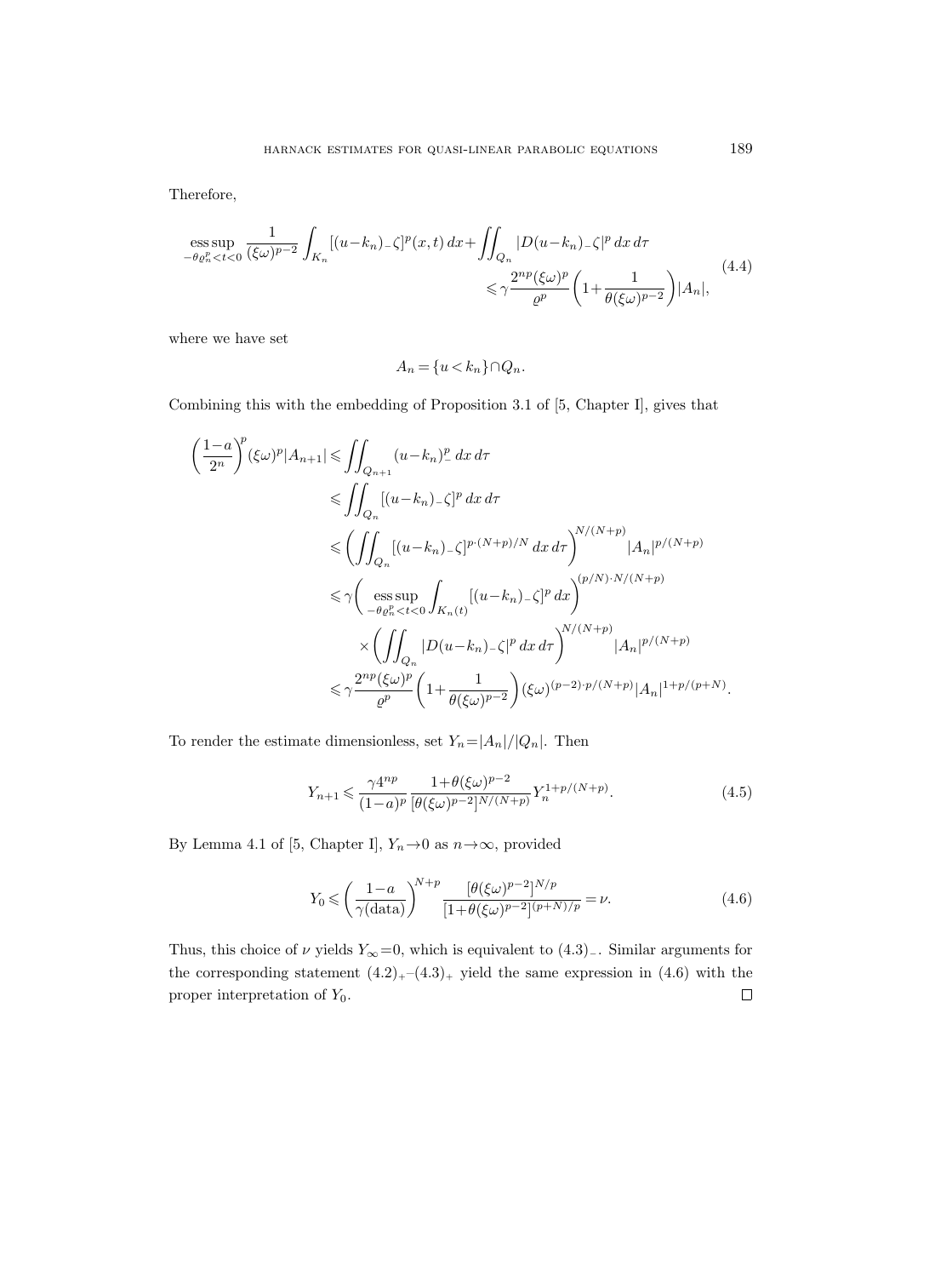Therefore,

$$\operatorname*{ess\,sup}_{-\theta\varrho_n^p<t<0} \frac{1}{(\xi\omega)^{p-2}} \int_{K_n} [(u-k_n)_-\zeta]^p(x,t)\,dx + \iint_{Q_n} |D(u-k_n)_-\zeta|^p\,dx\,d\tau \leqslant \gamma \frac{2^{np}(\xi\omega)^p}{\varrho^p}\left(1+\frac{1}{\theta(\xi\omega)^{p-2}}\right)|A_n|, \tag{4.4}$$

where we have set

$$A_n = \{u<k_n\}\cap Q_n.$$

Combining this with the embedding of Proposition 3.1 of [5, Chapter I], gives that

$$\begin{aligned}
\left(\frac{1-a}{2^n}\right)^p (\xi\omega)^p |A_{n+1}| &\leqslant \iint_{Q_{n+1}} (u-k_n)_-^p\,dx\,d\tau \\
&\leqslant \iint_{Q_n} [(u-k_n)_-\zeta]^p\,dx\,d\tau \\
&\leqslant \left(\iint_{Q_n} [(u-k_n)_-\zeta]^{p\cdot(N+p)/N}\,dx\,d\tau\right)^{N/(N+p)} |A_n|^{p/(N+p)} \\
&\leqslant \gamma \left(\operatorname*{ess\,sup}_{-\theta\varrho_n^p<t<0} \int_{K_n(t)} [(u-k_n)_-\zeta]^p\,dx\right)^{(p/N)\cdot N/(N+p)} \\
&\quad \times \left(\iint_{Q_n} |D(u-k_n)_-\zeta|^p\,dx\,d\tau\right)^{N/(N+p)} |A_n|^{p/(N+p)} \\
&\leqslant \gamma \frac{2^{np}(\xi\omega)^p}{\varrho^p}\left(1+\frac{1}{\theta(\xi\omega)^{p-2}}\right)(\xi\omega)^{(p-2)\cdot p/(N+p)} |A_n|^{1+p/(p+N)}.
\end{aligned}$$

To render the estimate dimensionless, set $Y_n = |A_n|/|Q_n|$. Then

$$Y_{n+1} \leqslant \frac{\gamma 4^{np}}{(1-a)^p} \frac{1+\theta(\xi\omega)^{p-2}}{[\theta(\xi\omega)^{p-2}]^{N/(N+p)}} Y_n^{1+p/(N+p)}. \tag{4.5}$$

By Lemma 4.1 of [5, Chapter I], $Y_n \to 0$ as $n\to\infty$, provided

$$Y_0 \leqslant \left(\frac{1-a}{\gamma(\text{data})}\right)^{N+p} \frac{[\theta(\xi\omega)^{p-2}]^{N/p}}{[1+\theta(\xi\omega)^{p-2}]^{(p+N)/p}} = \nu. \tag{4.6}$$

Thus, this choice of $\nu$ yields $Y_\infty = 0$, which is equivalent to $(4.3)_-$. Similar arguments for the corresponding statement $(4.2)_+$–$(4.3)_+$ yield the same expression in (4.6) with the proper interpretation of $Y_0$. □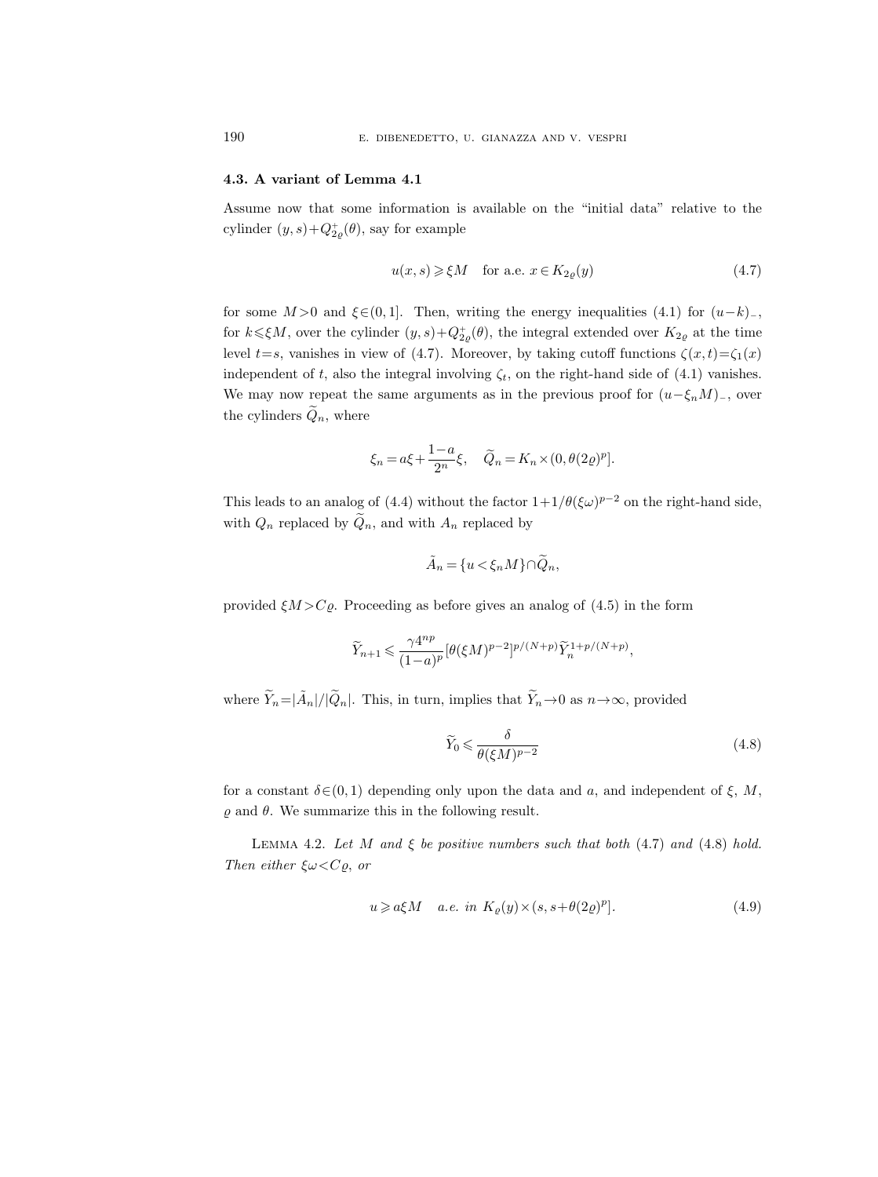### 4.3. A variant of Lemma 4.1

Assume now that some information is available on the "initial data" relative to the cylinder $(y,s)+Q^+_{2\varrho}(\theta)$, say for example

$$u(x,s) \geqslant \xi M \quad \text{for a.e. } x \in K_{2\varrho}(y) \tag{4.7}$$

for some $M>0$ and $\xi\in(0,1]$. Then, writing the energy inequalities (4.1) for $(u-k)_-$, for $k\leqslant \xi M$, over the cylinder $(y,s)+Q^+_{2\varrho}(\theta)$, the integral extended over $K_{2\varrho}$ at the time level $t=s$, vanishes in view of (4.7). Moreover, by taking cutoff functions $\zeta(x,t)=\zeta_1(x)$ independent of $t$, also the integral involving $\zeta_t$, on the right-hand side of (4.1) vanishes. We may now repeat the same arguments as in the previous proof for $(u-\xi_n M)_-$, over the cylinders $\widetilde{Q}_n$, where

$$\xi_n = a\xi + \frac{1-a}{2^n}\xi, \quad \widetilde{Q}_n = K_n \times (0, \theta(2\varrho)^p].$$

This leads to an analog of (4.4) without the factor $1+1/\theta(\xi\omega)^{p-2}$ on the right-hand side, with $Q_n$ replaced by $\widetilde{Q}_n$, and with $A_n$ replaced by

$$\tilde{A}_n = \{u < \xi_n M\} \cap \widetilde{Q}_n,$$

provided $\xi M > C\varrho$. Proceeding as before gives an analog of (4.5) in the form

$$\widetilde{Y}_{n+1} \leqslant \frac{\gamma 4^{np}}{(1-a)^p} [\theta(\xi M)^{p-2}]^{p/(N+p)} \widetilde{Y}_n^{1+p/(N+p)},$$

where $\widetilde{Y}_n = |\tilde{A}_n|/|\widetilde{Q}_n|$. This, in turn, implies that $\widetilde{Y}_n \to 0$ as $n\to\infty$, provided

$$\widetilde{Y}_0 \leqslant \frac{\delta}{\theta(\xi M)^{p-2}} \tag{4.8}$$

for a constant $\delta\in(0,1)$ depending only upon the data and $a$, and independent of $\xi$, $M$, $\varrho$ and $\theta$. We summarize this in the following result.

Lemma 4.2. *Let $M$ and $\xi$ be positive numbers such that both* (4.7) *and* (4.8) *hold. Then either $\xi\omega < C\varrho$, or*

$$u \geqslant a\xi M \quad \textit{a.e. in } K_\varrho(y) \times (s, s+\theta(2\varrho)^p]. \tag{4.9}$$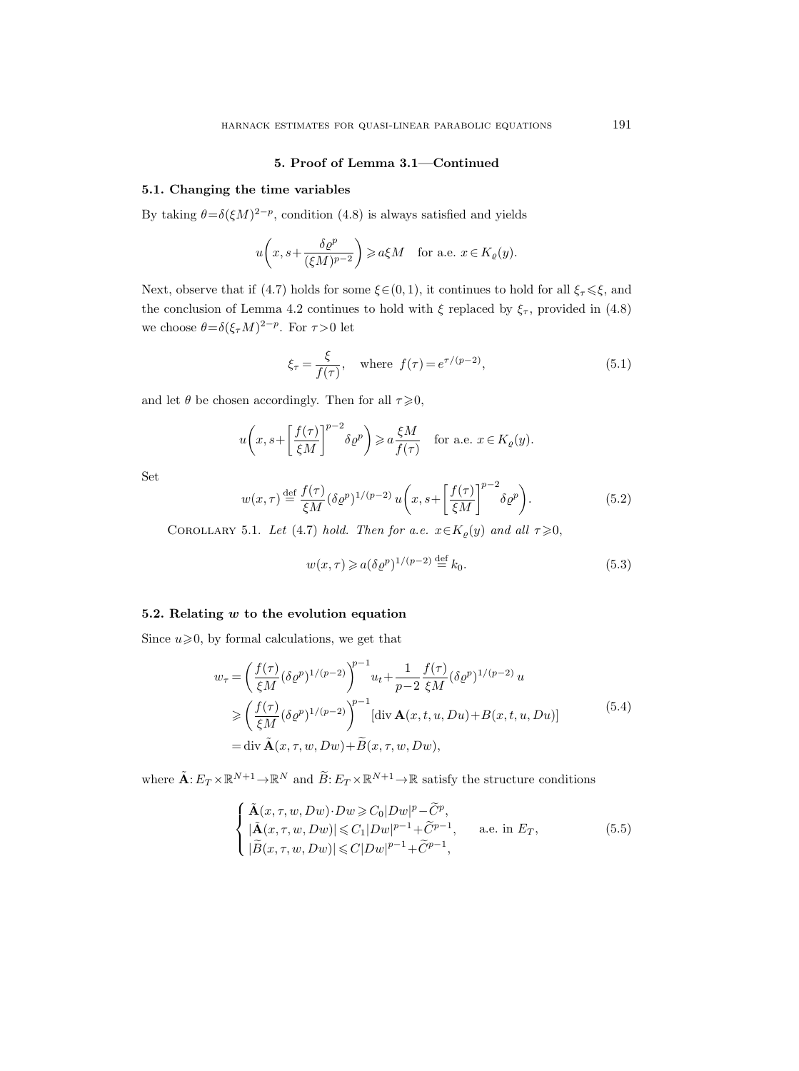## 5. Proof of Lemma 3.1—Continued

### 5.1. Changing the time variables

By taking $\theta=\delta(\xi M)^{2-p}$, condition (4.8) is always satisfied and yields

$$u\left(x, s+\frac{\delta\varrho^p}{(\xi M)^{p-2}}\right)\geqslant a\xi M \quad \text{for a.e. } x\in K_\varrho(y).$$

Next, observe that if (4.7) holds for some $\xi\in(0,1)$, it continues to hold for all $\xi_\tau\leqslant\xi$, and the conclusion of Lemma 4.2 continues to hold with $\xi$ replaced by $\xi_\tau$, provided in (4.8) we choose $\theta=\delta(\xi_\tau M)^{2-p}$. For $\tau>0$ let

$$\xi_\tau=\frac{\xi}{f(\tau)}, \quad \text{where } f(\tau)=e^{\tau/(p-2)}, \tag{5.1}$$

and let $\theta$ be chosen accordingly. Then for all $\tau\geqslant 0$,

$$u\left(x, s+\left[\frac{f(\tau)}{\xi M}\right]^{p-2}\delta\varrho^p\right)\geqslant a\frac{\xi M}{f(\tau)} \quad \text{for a.e. } x\in K_\varrho(y).$$

Set

$$w(x,\tau)\stackrel{\text{def}}{=}\frac{f(\tau)}{\xi M}(\delta\varrho^p)^{1/(p-2)}\,u\left(x, s+\left[\frac{f(\tau)}{\xi M}\right]^{p-2}\delta\varrho^p\right). \tag{5.2}$$

Corollary 5.1. *Let* (4.7) *hold. Then for a.e.* $x\in K_\varrho(y)$ *and all* $\tau\geqslant 0$,

$$w(x,\tau)\geqslant a(\delta\varrho^p)^{1/(p-2)}\stackrel{\text{def}}{=}k_0. \tag{5.3}$$

### 5.2. Relating $w$ to the evolution equation

Since $u\geqslant 0$, by formal calculations, we get that

$$\begin{aligned} w_\tau &= \left(\frac{f(\tau)}{\xi M}(\delta\varrho^p)^{1/(p-2)}\right)^{p-1}u_t+\frac{1}{p-2}\frac{f(\tau)}{\xi M}(\delta\varrho^p)^{1/(p-2)}\,u \\ &\geqslant \left(\frac{f(\tau)}{\xi M}(\delta\varrho^p)^{1/(p-2)}\right)^{p-1}[\operatorname{div}\mathbf{A}(x,t,u,Du)+B(x,t,u,Du)] \\ &= \operatorname{div}\tilde{\mathbf{A}}(x,\tau,w,Dw)+\widetilde{B}(x,\tau,w,Dw), \end{aligned} \tag{5.4}$$

where $\tilde{\mathbf{A}}: E_T\times\mathbb{R}^{N+1}\to\mathbb{R}^N$ and $\widetilde{B}: E_T\times\mathbb{R}^{N+1}\to\mathbb{R}$ satisfy the structure conditions

$$\begin{cases} \tilde{\mathbf{A}}(x,\tau,w,Dw)\cdot Dw\geqslant C_0|Dw|^p-\widetilde{C}^p, \\ |\tilde{\mathbf{A}}(x,\tau,w,Dw)|\leqslant C_1|Dw|^{p-1}+\widetilde{C}^{p-1}, & \text{a.e. in } E_T, \\ |\widetilde{B}(x,\tau,w,Dw)|\leqslant C|Dw|^{p-1}+\widetilde{C}^{p-1}, \end{cases} \tag{5.5}$$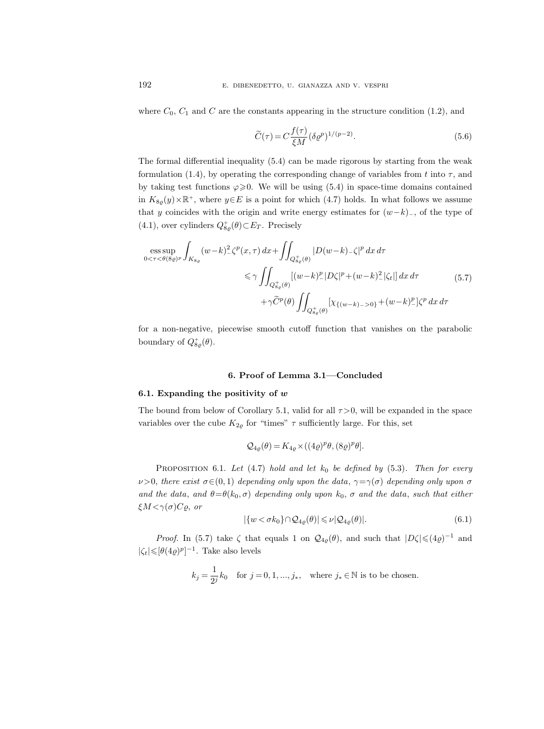where $C_0$, $C_1$ and $C$ are the constants appearing in the structure condition (1.2), and

$$\widetilde{C}(\tau) = C\frac{f(\tau)}{\xi M}(\delta\varrho^p)^{1/(p-2)}. \tag{5.6}$$

The formal differential inequality (5.4) can be made rigorous by starting from the weak formulation (1.4), by operating the corresponding change of variables from $t$ into $\tau$, and by taking test functions $\varphi \geqslant 0$. We will be using (5.4) in space-time domains contained in $K_{8\varrho}(y)\times\mathbb{R}^+$, where $y\in E$ is a point for which (4.7) holds. In what follows we assume that $y$ coincides with the origin and write energy estimates for $(w-k)_-$, of the type of (4.1), over cylinders $Q^+_{8\varrho}(\theta)\subset E_T$. Precisely

$$\begin{aligned}
\operatorname*{ess\,sup}_{0<\tau<\theta(8\varrho)^p}\int_{K_{8\varrho}}(w-k)_-^2\zeta^p(x,\tau)\,dx + \iint_{Q^+_{8\varrho}(\theta)}|D(w-k)_-\zeta|^p\,dx\,d\tau \\
\leqslant \gamma\iint_{Q^+_{8\varrho}(\theta)}[(w-k)_-^p|D\zeta|^p + (w-k)_-^2|\zeta_t|]\,dx\,d\tau \\
+\gamma\widetilde{C}^p(\theta)\iint_{Q^+_{8\varrho}(\theta)}[\chi_{\{(w-k)_->0\}} + (w-k)_-^p]\zeta^p\,dx\,d\tau
\end{aligned} \tag{5.7}$$

for a non-negative, piecewise smooth cutoff function that vanishes on the parabolic boundary of $Q^+_{8\varrho}(\theta)$.

## 6. Proof of Lemma 3.1—Concluded

### 6.1. Expanding the positivity of $w$

The bound from below of Corollary 5.1, valid for all $\tau>0$, will be expanded in the space variables over the cube $K_{2\varrho}$ for "times" $\tau$ sufficiently large. For this, set

$$\mathcal{Q}_{4\varrho}(\theta) = K_{4\varrho}\times((4\varrho)^p\theta, (8\varrho)^p\theta].$$

Proposition 6.1. *Let (4.7) hold and let $k_0$ be defined by (5.3). Then for every $\nu>0$, there exist $\sigma\in(0,1)$ depending only upon the data, $\gamma=\gamma(\sigma)$ depending only upon $\sigma$ and the data, and $\theta=\theta(k_0,\sigma)$ depending only upon $k_0$, $\sigma$ and the data, such that either $\xi M<\gamma(\sigma)C\varrho$, or*

$$|\{w<\sigma k_0\}\cap\mathcal{Q}_{4\varrho}(\theta)| \leqslant \nu|\mathcal{Q}_{4\varrho}(\theta)|. \tag{6.1}$$

*Proof.* In (5.7) take $\zeta$ that equals 1 on $\mathcal{Q}_{4\varrho}(\theta)$, and such that $|D\zeta|\leqslant(4\varrho)^{-1}$ and $|\zeta_t|\leqslant[\theta(4\varrho)^p]^{-1}$. Take also levels

$$k_j = \frac{1}{2^j}k_0 \quad \text{for } j=0,1,...,j_*, \quad \text{where } j_*\in\mathbb{N} \text{ is to be chosen.}$$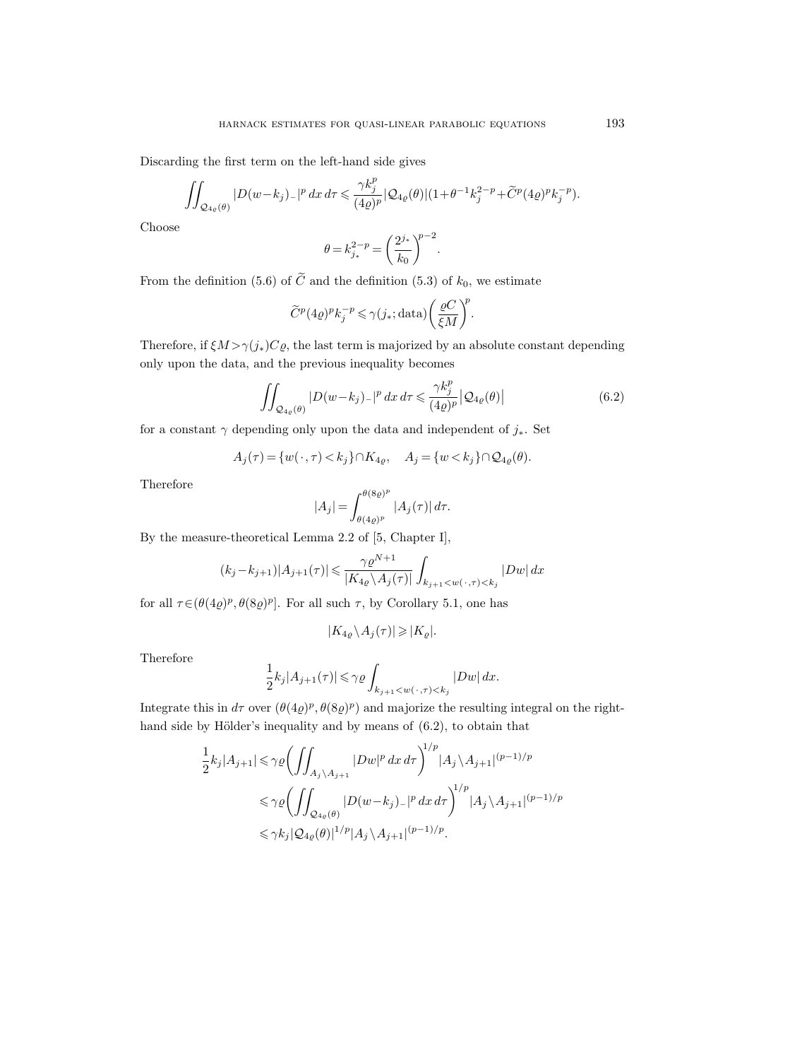Discarding the first term on the left-hand side gives

$$\iint_{\mathcal{Q}_{4\varrho}(\theta)} |D(w-k_j)_-|^p \, dx \, d\tau \leqslant \frac{\gamma k_j^p}{(4\varrho)^p} |\mathcal{Q}_{4\varrho}(\theta)| (1+\theta^{-1} k_j^{2-p} + \widetilde{C}^p (4\varrho)^p k_j^{-p}).$$

Choose

$$\theta = k_{j_*}^{2-p} = \left(\frac{2^{j_*}}{k_0}\right)^{p-2}.$$

From the definition (5.6) of $\widetilde{C}$ and the definition (5.3) of $k_0$, we estimate

$$\widetilde{C}^p (4\varrho)^p k_j^{-p} \leqslant \gamma(j_*; \text{data}) \left(\frac{\varrho C}{\xi M}\right)^p.$$

Therefore, if $\xi M > \gamma(j_*) C\varrho$, the last term is majorized by an absolute constant depending only upon the data, and the previous inequality becomes

$$\iint_{\mathcal{Q}_{4\varrho}(\theta)} |D(w-k_j)_-|^p \, dx \, d\tau \leqslant \frac{\gamma k_j^p}{(4\varrho)^p} \big|\mathcal{Q}_{4\varrho}(\theta)\big| \tag{6.2}$$

for a constant $\gamma$ depending only upon the data and independent of $j_*$. Set

$$A_j(\tau) = \{w(\,\cdot\,, \tau) < k_j\} \cap K_{4\varrho}, \quad A_j = \{w < k_j\} \cap \mathcal{Q}_{4\varrho}(\theta).$$

Therefore

$$|A_j| = \int_{\theta(4\varrho)^p}^{\theta(8\varrho)^p} |A_j(\tau)| \, d\tau.$$

By the measure-theoretical Lemma 2.2 of [5, Chapter I],

$$(k_j - k_{j+1}) |A_{j+1}(\tau)| \leqslant \frac{\gamma \varrho^{N+1}}{|K_{4\varrho} \setminus A_j(\tau)|} \int_{k_{j+1} < w(\,\cdot\,,\tau) < k_j} |Dw| \, dx$$

for all $\tau \in (\theta(4\varrho)^p, \theta(8\varrho)^p]$. For all such $\tau$, by Corollary 5.1, one has

$$|K_{4\varrho} \setminus A_j(\tau)| \geqslant |K_\varrho|.$$

Therefore

$$\frac{1}{2} k_j |A_{j+1}(\tau)| \leqslant \gamma \varrho \int_{k_{j+1} < w(\,\cdot\,,\tau) < k_j} |Dw| \, dx.$$

Integrate this in $d\tau$ over $(\theta(4\varrho)^p, \theta(8\varrho)^p)$ and majorize the resulting integral on the right-hand side by Hölder's inequality and by means of (6.2), to obtain that

$$\begin{aligned}
\frac{1}{2} k_j |A_{j+1}| &\leqslant \gamma \varrho \left( \iint_{A_j \setminus A_{j+1}} |Dw|^p \, dx \, d\tau \right)^{1/p} |A_j \setminus A_{j+1}|^{(p-1)/p} \\
&\leqslant \gamma \varrho \left( \iint_{\mathcal{Q}_{4\varrho}(\theta)} |D(w-k_j)_-|^p \, dx \, d\tau \right)^{1/p} |A_j \setminus A_{j+1}|^{(p-1)/p} \\
&\leqslant \gamma k_j |\mathcal{Q}_{4\varrho}(\theta)|^{1/p} |A_j \setminus A_{j+1}|^{(p-1)/p}.
\end{aligned}$$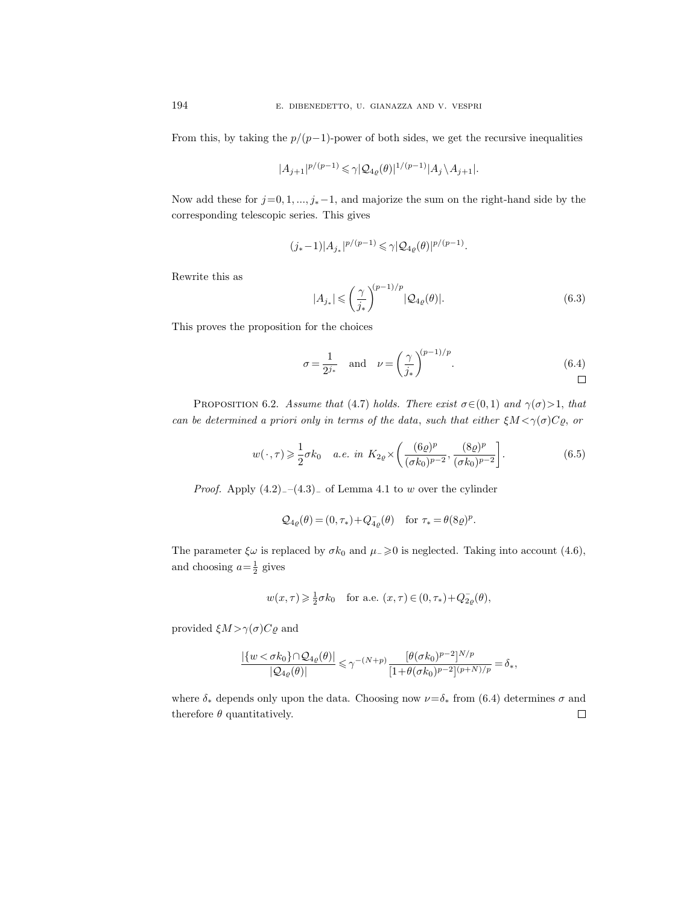From this, by taking the $p/(p-1)$-power of both sides, we get the recursive inequalities

$$|A_{j+1}|^{p/(p-1)} \leqslant \gamma |\mathcal{Q}_{4\varrho}(\theta)|^{1/(p-1)} |A_j \setminus A_{j+1}|.$$

Now add these for $j=0,1,...,j_*-1$, and majorize the sum on the right-hand side by the corresponding telescopic series. This gives

$$(j_*-1)|A_{j_*}|^{p/(p-1)} \leqslant \gamma |\mathcal{Q}_{4\varrho}(\theta)|^{p/(p-1)}.$$

Rewrite this as

$$|A_{j_*}| \leqslant \left(\frac{\gamma}{j_*}\right)^{(p-1)/p} |\mathcal{Q}_{4\varrho}(\theta)|. \tag{6.3}$$

This proves the proposition for the choices

$$\sigma = \frac{1}{2^{j_*}} \quad \text{and} \quad \nu = \left(\frac{\gamma}{j_*}\right)^{(p-1)/p}. \tag{6.4}$$

□

Proposition 6.2. *Assume that* (4.7) *holds. There exist $\sigma \in (0,1)$ and $\gamma(\sigma) > 1$, that can be determined a priori only in terms of the data, such that either $\xi M < \gamma(\sigma) C \varrho$, or*

$$w(\cdot,\tau) \geqslant \frac{1}{2}\sigma k_0 \quad \text{a.e. in } K_{2\varrho} \times \left(\frac{(6\varrho)^p}{(\sigma k_0)^{p-2}}, \frac{(8\varrho)^p}{(\sigma k_0)^{p-2}}\right]. \tag{6.5}$$

*Proof.* Apply $(4.2)_-$–$(4.3)_-$ of Lemma 4.1 to $w$ over the cylinder

$$\mathcal{Q}_{4\varrho}(\theta) = (0,\tau_*) + Q^-_{4\varrho}(\theta) \quad \text{for } \tau_* = \theta(8\varrho)^p.$$

The parameter $\xi\omega$ is replaced by $\sigma k_0$ and $\mu_- \geqslant 0$ is neglected. Taking into account (4.6), and choosing $a = \frac{1}{2}$ gives

$$w(x,\tau) \geqslant \tfrac{1}{2}\sigma k_0 \quad \text{for a.e. } (x,\tau) \in (0,\tau_*) + Q^-_{2\varrho}(\theta),$$

provided $\xi M > \gamma(\sigma) C \varrho$ and

$$\frac{|\{w < \sigma k_0\} \cap \mathcal{Q}_{4\varrho}(\theta)|}{|\mathcal{Q}_{4\varrho}(\theta)|} \leqslant \gamma^{-(N+p)} \frac{[\theta(\sigma k_0)^{p-2}]^{N/p}}{[1+\theta(\sigma k_0)^{p-2}]^{(p+N)/p}} = \delta_*,$$

where $\delta_*$ depends only upon the data. Choosing now $\nu = \delta_*$ from (6.4) determines $\sigma$ and therefore $\theta$ quantitatively. □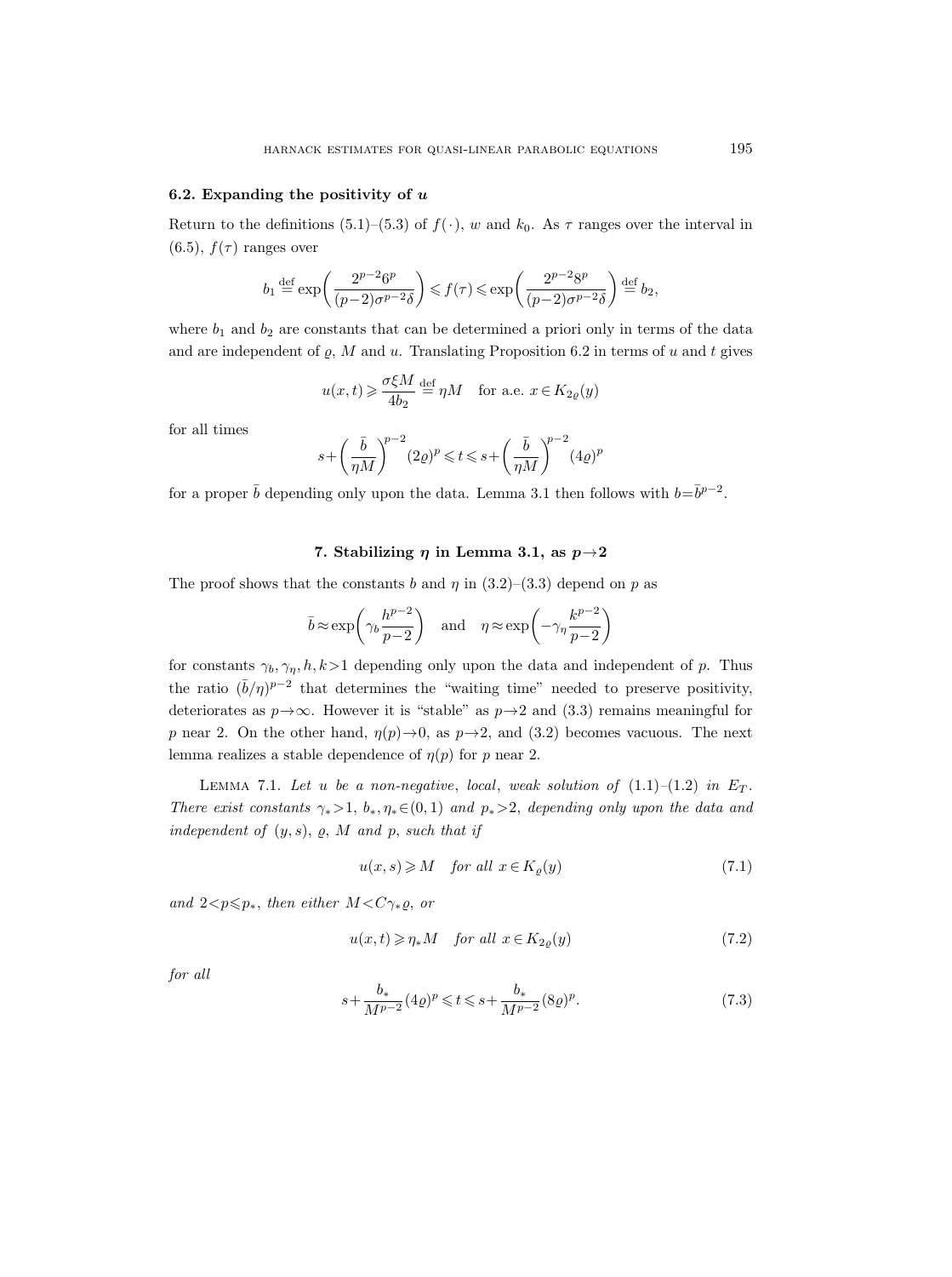### 6.2. Expanding the positivity of $u$

Return to the definitions (5.1)–(5.3) of $f(\cdot)$, $w$ and $k_0$. As $\tau$ ranges over the interval in (6.5), $f(\tau)$ ranges over

$$b_1 \stackrel{\text{def}}{=} \exp\left(\frac{2^{p-2}6^p}{(p-2)\sigma^{p-2}\delta}\right) \leqslant f(\tau) \leqslant \exp\left(\frac{2^{p-2}8^p}{(p-2)\sigma^{p-2}\delta}\right) \stackrel{\text{def}}{=} b_2,$$

where $b_1$ and $b_2$ are constants that can be determined a priori only in terms of the data and are independent of $\varrho$, $M$ and $u$. Translating Proposition 6.2 in terms of $u$ and $t$ gives

$$u(x,t) \geqslant \frac{\sigma\xi M}{4b_2} \stackrel{\text{def}}{=} \eta M \quad \text{for a.e. } x \in K_{2\varrho}(y)$$

for all times

$$s+\left(\frac{\bar{b}}{\eta M}\right)^{p-2}(2\varrho)^p \leqslant t \leqslant s+\left(\frac{\bar{b}}{\eta M}\right)^{p-2}(4\varrho)^p$$

for a proper $\bar{b}$ depending only upon the data. Lemma 3.1 then follows with $b=\bar{b}^{p-2}$.

## 7. Stabilizing $\eta$ in Lemma 3.1, as $p \to 2$

The proof shows that the constants $b$ and $\eta$ in (3.2)–(3.3) depend on $p$ as

$$\bar{b} \approx \exp\left(\gamma_b \frac{h^{p-2}}{p-2}\right) \quad \text{and} \quad \eta \approx \exp\left(-\gamma_\eta \frac{k^{p-2}}{p-2}\right)$$

for constants $\gamma_b, \gamma_\eta, h, k > 1$ depending only upon the data and independent of $p$. Thus the ratio $(\bar{b}/\eta)^{p-2}$ that determines the "waiting time" needed to preserve positivity, deteriorates as $p \to \infty$. However it is "stable" as $p \to 2$ and (3.3) remains meaningful for $p$ near 2. On the other hand, $\eta(p) \to 0$, as $p \to 2$, and (3.2) becomes vacuous. The next lemma realizes a stable dependence of $\eta(p)$ for $p$ near 2.

Lemma 7.1. *Let $u$ be a non-negative, local, weak solution of (1.1)–(1.2) in $E_T$. There exist constants $\gamma_* > 1$, $b_*, \eta_* \in (0,1)$ and $p_* > 2$, depending only upon the data and independent of $(y,s)$, $\varrho$, $M$ and $p$, such that if*

$$u(x,s) \geqslant M \quad \textit{for all } x \in K_\varrho(y) \tag{7.1}$$

*and $2 < p \leqslant p_*$, then either $M < C\gamma_*\varrho$, or*

$$u(x,t) \geqslant \eta_* M \quad \textit{for all } x \in K_{2\varrho}(y) \tag{7.2}$$

*for all*

$$s+\frac{b_*}{M^{p-2}}(4\varrho)^p \leqslant t \leqslant s+\frac{b_*}{M^{p-2}}(8\varrho)^p. \tag{7.3}$$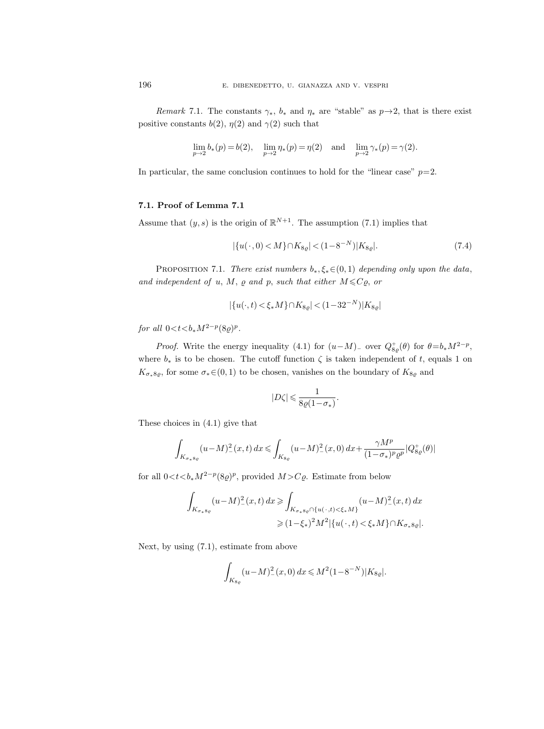*Remark* 7.1. The constants $\gamma_*$, $b_*$ and $\eta_*$ are "stable" as $p\to 2$, that is there exist positive constants $b(2)$, $\eta(2)$ and $\gamma(2)$ such that

$$\lim_{p\to 2} b_*(p) = b(2), \quad \lim_{p\to 2} \eta_*(p) = \eta(2) \quad \text{and} \quad \lim_{p\to 2} \gamma_*(p) = \gamma(2).$$

In particular, the same conclusion continues to hold for the "linear case" $p=2$.

### 7.1. Proof of Lemma 7.1

Assume that $(y,s)$ is the origin of $\mathbb{R}^{N+1}$. The assumption (7.1) implies that

$$|\{u(\cdot,0) < M\} \cap K_{8\varrho}| < (1-8^{-N})|K_{8\varrho}|. \tag{7.4}$$

PROPOSITION 7.1. *There exist numbers $b_*, \xi_* \in (0,1)$ depending only upon the data, and independent of $u$, $M$, $\varrho$ and $p$, such that either $M \leqslant C\varrho$, or*

$$|\{u(\cdot,t) < \xi_* M\} \cap K_{8\varrho}| < (1-32^{-N})|K_{8\varrho}|$$

*for all $0<t<b_* M^{2-p}(8\varrho)^p$.*

*Proof.* Write the energy inequality (4.1) for $(u-M)_-$ over $Q^+_{8\varrho}(\theta)$ for $\theta = b_* M^{2-p}$, where $b_*$ is to be chosen. The cutoff function $\zeta$ is taken independent of $t$, equals 1 on $K_{\sigma_* 8\varrho}$, for some $\sigma_* \in (0,1)$ to be chosen, vanishes on the boundary of $K_{8\varrho}$ and

$$|D\zeta| \leqslant \frac{1}{8\varrho(1-\sigma_*)}.$$

These choices in (4.1) give that

$$\int_{K_{\sigma_* 8\varrho}} (u-M)^2_-(x,t)\,dx \leqslant \int_{K_{8\varrho}} (u-M)^2_-(x,0)\,dx + \frac{\gamma M^p}{(1-\sigma_*)^p \varrho^p} |Q^+_{8\varrho}(\theta)|$$

for all $0<t<b_* M^{2-p}(8\varrho)^p$, provided $M > C\varrho$. Estimate from below

$$\begin{aligned}\int_{K_{\sigma_* 8\varrho}} (u-M)^2_-(x,t)\,dx &\geqslant \int_{K_{\sigma_* 8\varrho}\cap\{u(\cdot,t)<\xi_* M\}} (u-M)^2_-(x,t)\,dx \\ &\geqslant (1-\xi_*)^2 M^2 |\{u(\cdot,t) < \xi_* M\} \cap K_{\sigma_* 8\varrho}|.\end{aligned}$$

Next, by using (7.1), estimate from above

$$\int_{K_{8\varrho}} (u-M)^2_-(x,0)\,dx \leqslant M^2(1-8^{-N})|K_{8\varrho}|.$$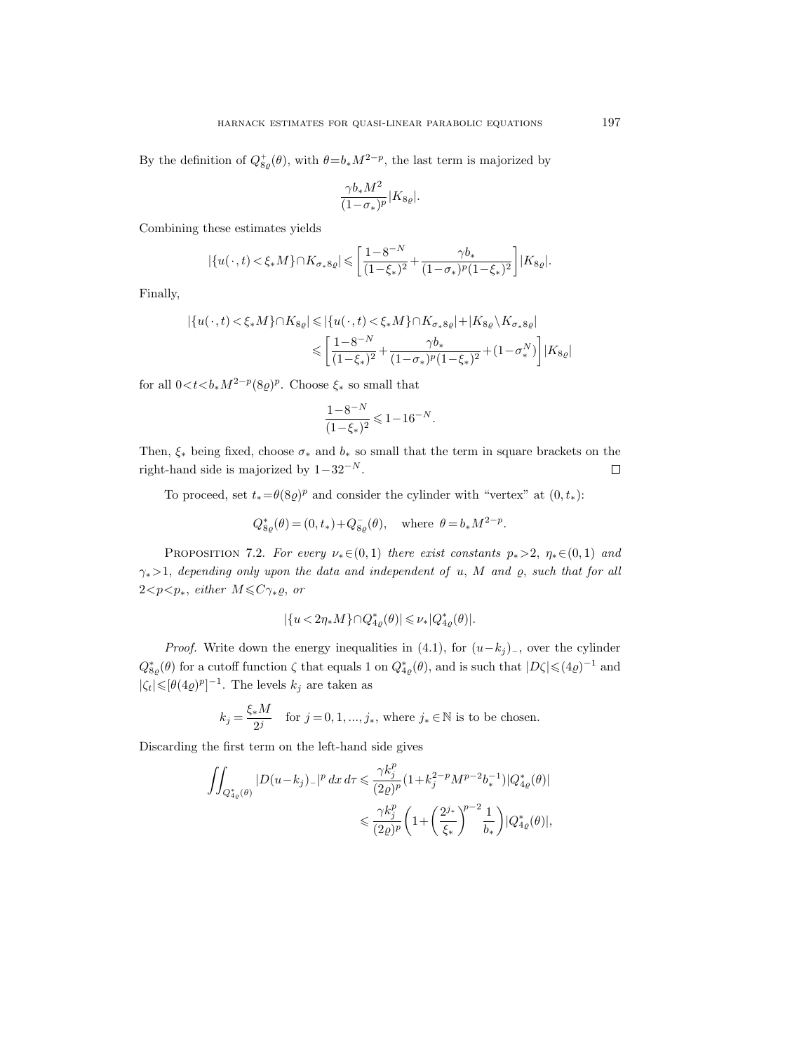By the definition of $Q^+_{8\varrho}(\theta)$, with $\theta = b_* M^{2-p}$, the last term is majorized by

$$\frac{\gamma b_* M^2}{(1-\sigma_*)^p} |K_{8\varrho}|.$$

Combining these estimates yields

$$|\{u(\cdot,t) < \xi_* M\} \cap K_{\sigma_* 8\varrho}| \leqslant \left[\frac{1-8^{-N}}{(1-\xi_*)^2} + \frac{\gamma b_*}{(1-\sigma_*)^p (1-\xi_*)^2}\right] |K_{8\varrho}|.$$

Finally,

$$\begin{aligned} |\{u(\cdot,t) < \xi_* M\} \cap K_{8\varrho}| &\leqslant |\{u(\cdot,t) < \xi_* M\} \cap K_{\sigma_* 8\varrho}| + |K_{8\varrho} \setminus K_{\sigma_* 8\varrho}| \\ &\leqslant \left[\frac{1-8^{-N}}{(1-\xi_*)^2} + \frac{\gamma b_*}{(1-\sigma_*)^p (1-\xi_*)^2} + (1-\sigma_*^N)\right] |K_{8\varrho}| \end{aligned}$$

for all $0 < t < b_* M^{2-p} (8\varrho)^p$. Choose $\xi_*$ so small that

$$\frac{1-8^{-N}}{(1-\xi_*)^2} \leqslant 1 - 16^{-N}.$$

Then, $\xi_*$ being fixed, choose $\sigma_*$ and $b_*$ so small that the term in square brackets on the right-hand side is majorized by $1 - 32^{-N}$. $\square$

To proceed, set $t_* = \theta(8\varrho)^p$ and consider the cylinder with "vertex" at $(0, t_*)$:

$$Q^*_{8\varrho}(\theta) = (0, t_*) + Q^-_{8\varrho}(\theta), \quad \text{where } \theta = b_* M^{2-p}.$$

Proposition 7.2. *For every $\nu_* \in (0,1)$ there exist constants $p_* > 2$, $\eta_* \in (0,1)$ and $\gamma_* > 1$, depending only upon the data and independent of $u$, $M$ and $\varrho$, such that for all $2 < p < p_*$, either $M \leqslant C\gamma_* \varrho$, or*

$$|\{u < 2\eta_* M\} \cap Q^*_{4\varrho}(\theta)| \leqslant \nu_* |Q^*_{4\varrho}(\theta)|.$$

*Proof.* Write down the energy inequalities in (4.1), for $(u-k_j)_-$, over the cylinder $Q^*_{8\varrho}(\theta)$ for a cutoff function $\zeta$ that equals 1 on $Q^*_{4\varrho}(\theta)$, and is such that $|D\zeta| \leqslant (4\varrho)^{-1}$ and $|\zeta_t| \leqslant [\theta(4\varrho)^p]^{-1}$. The levels $k_j$ are taken as

$$k_j = \frac{\xi_* M}{2^j} \quad \text{for } j = 0, 1, ..., j_*, \text{ where } j_* \in \mathbb{N} \text{ is to be chosen.}$$

Discarding the first term on the left-hand side gives

$$\begin{aligned} \iint_{Q^*_{4\varrho}(\theta)} |D(u-k_j)_-|^p \, dx \, d\tau &\leqslant \frac{\gamma k_j^p}{(2\varrho)^p} (1 + k_j^{2-p} M^{p-2} b_*^{-1}) |Q^*_{4\varrho}(\theta)| \\ &\leqslant \frac{\gamma k_j^p}{(2\varrho)^p} \left(1 + \left(\frac{2^{j_*}}{\xi_*}\right)^{p-2} \frac{1}{b_*}\right) |Q^*_{4\varrho}(\theta)|, \end{aligned}$$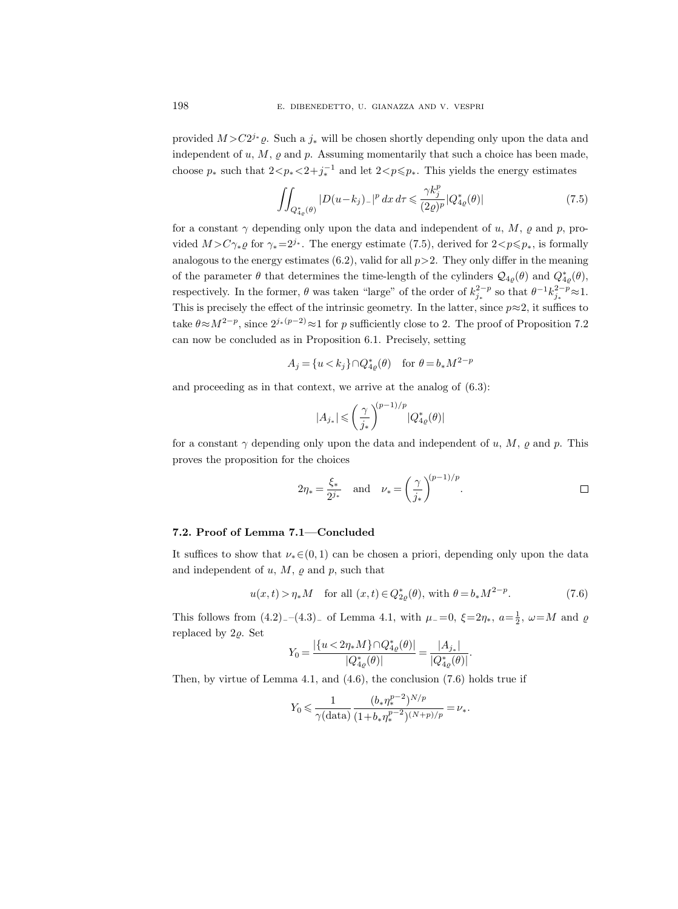provided $M > C2^{j_*}\varrho$. Such a $j_*$ will be chosen shortly depending only upon the data and independent of $u$, $M$, $\varrho$ and $p$. Assuming momentarily that such a choice has been made, choose $p_*$ such that $2 < p_* < 2 + j_*^{-1}$ and let $2 < p \leqslant p_*$. This yields the energy estimates

$$\iint_{Q^*_{4\varrho}(\theta)} |D(u-k_j)_-|^p \, dx\, d\tau \leqslant \frac{\gamma k_j^p}{(2\varrho)^p} |Q^*_{4\varrho}(\theta)| \tag{7.5}$$

for a constant $\gamma$ depending only upon the data and independent of $u$, $M$, $\varrho$ and $p$, provided $M > C\gamma_*\varrho$ for $\gamma_* = 2^{j_*}$. The energy estimate (7.5), derived for $2 < p \leqslant p_*$, is formally analogous to the energy estimates (6.2), valid for all $p > 2$. They only differ in the meaning of the parameter $\theta$ that determines the time-length of the cylinders $\mathcal{Q}_{4\varrho}(\theta)$ and $Q^*_{4\varrho}(\theta)$, respectively. In the former, $\theta$ was taken "large" of the order of $k_{j_*}^{2-p}$ so that $\theta^{-1}k_{j_*}^{2-p} \approx 1$. This is precisely the effect of the intrinsic geometry. In the latter, since $p \approx 2$, it suffices to take $\theta \approx M^{2-p}$, since $2^{j_*(p-2)} \approx 1$ for $p$ sufficiently close to 2. The proof of Proposition 7.2 can now be concluded as in Proposition 6.1. Precisely, setting

$$A_j = \{u < k_j\} \cap Q^*_{4\varrho}(\theta) \quad \text{for } \theta = b_* M^{2-p}$$

and proceeding as in that context, we arrive at the analog of (6.3):

$$|A_{j_*}| \leqslant \left(\frac{\gamma}{j_*}\right)^{(p-1)/p} |Q^*_{4\varrho}(\theta)|$$

for a constant $\gamma$ depending only upon the data and independent of $u$, $M$, $\varrho$ and $p$. This proves the proposition for the choices

$$2\eta_* = \frac{\xi_*}{2^{j_*}} \quad \text{and} \quad \nu_* = \left(\frac{\gamma}{j_*}\right)^{(p-1)/p}. \qquad \square$$

### 7.2. Proof of Lemma 7.1—Concluded

It suffices to show that $\nu_* \in (0,1)$ can be chosen a priori, depending only upon the data and independent of $u$, $M$, $\varrho$ and $p$, such that

$$u(x,t) > \eta_* M \quad \text{for all } (x,t) \in Q^*_{2\varrho}(\theta), \text{ with } \theta = b_* M^{2-p}. \tag{7.6}$$

This follows from $(4.2)_-$–$(4.3)_-$ of Lemma 4.1, with $\mu_- = 0$, $\xi = 2\eta_*$, $a = \frac{1}{2}$, $\omega = M$ and $\varrho$ replaced by $2\varrho$. Set

$$Y_0 = \frac{|\{u < 2\eta_* M\} \cap Q^*_{4\varrho}(\theta)|}{|Q^*_{4\varrho}(\theta)|} = \frac{|A_{j_*}|}{|Q^*_{4\varrho}(\theta)|}.$$

Then, by virtue of Lemma 4.1, and (4.6), the conclusion (7.6) holds true if

$$Y_0 \leqslant \frac{1}{\gamma(\text{data})} \frac{(b_* \eta_*^{p-2})^{N/p}}{(1 + b_* \eta_*^{p-2})^{(N+p)/p}} = \nu_*.$$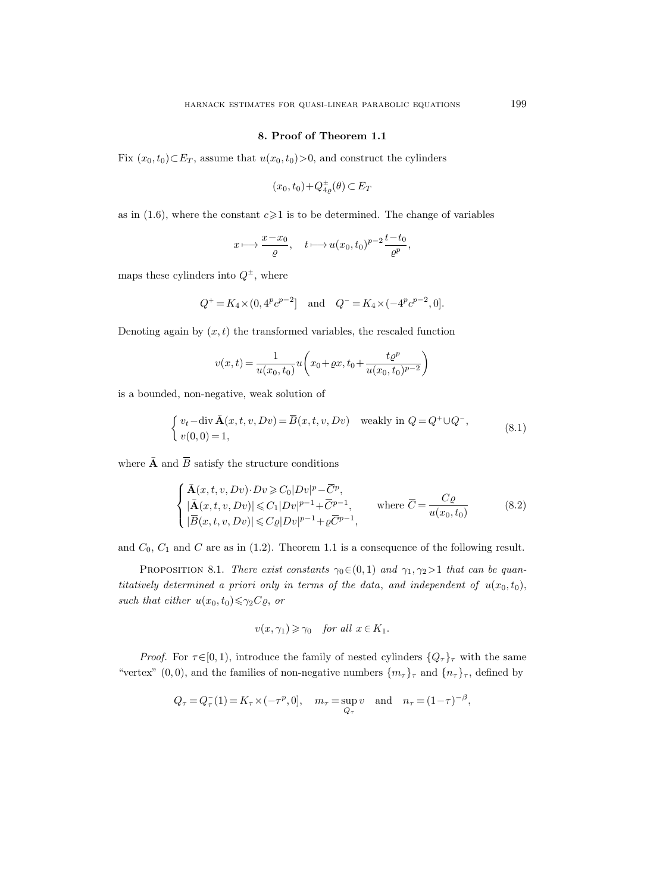## 8. Proof of Theorem 1.1

Fix $(x_0,t_0)\subset E_T$, assume that $u(x_0,t_0)>0$, and construct the cylinders

$$(x_0,t_0)+Q^{\pm}_{4\varrho}(\theta)\subset E_T$$

as in (1.6), where the constant $c\geqslant 1$ is to be determined. The change of variables

$$x\longmapsto \frac{x-x_0}{\varrho},\quad t\longmapsto u(x_0,t_0)^{p-2}\frac{t-t_0}{\varrho^p},$$

maps these cylinders into $Q^{\pm}$, where

$$Q^+=K_4\times(0,4^pc^{p-2}]\quad\text{and}\quad Q^-=K_4\times(-4^pc^{p-2},0].$$

Denoting again by $(x,t)$ the transformed variables, the rescaled function

$$v(x,t)=\frac{1}{u(x_0,t_0)}u\biggl(x_0+\varrho x,t_0+\frac{t\varrho^p}{u(x_0,t_0)^{p-2}}\biggr)$$

is a bounded, non-negative, weak solution of

$$\begin{cases} v_t-\operatorname{div}\bar{\mathbf{A}}(x,t,v,Dv)=\overline{B}(x,t,v,Dv) & \text{weakly in } Q=Q^+\cup Q^-,\\ v(0,0)=1, \end{cases}\tag{8.1}$$

where $\bar{\mathbf{A}}$ and $\overline{B}$ satisfy the structure conditions

$$\begin{cases} \bar{\mathbf{A}}(x,t,v,Dv)\cdot Dv\geqslant C_0|Dv|^p-\overline{C}^p,\\ |\bar{\mathbf{A}}(x,t,v,Dv)|\leqslant C_1|Dv|^{p-1}+\overline{C}^{p-1}, \\ |\overline{B}(x,t,v,Dv)|\leqslant C\varrho|Dv|^{p-1}+\varrho\overline{C}^{p-1}, \end{cases}\qquad \text{where } \overline{C}=\frac{C\varrho}{u(x_0,t_0)}\tag{8.2}$$

and $C_0$, $C_1$ and $C$ are as in (1.2). Theorem 1.1 is a consequence of the following result.

Proposition 8.1. *There exist constants $\gamma_0\in(0,1)$ and $\gamma_1,\gamma_2>1$ that can be quantitatively determined a priori only in terms of the data, and independent of $u(x_0,t_0)$, such that either $u(x_0,t_0)\leqslant\gamma_2 C\varrho$, or*

$$v(x,\gamma_1)\geqslant\gamma_0\quad\textit{for all } x\in K_1.$$

*Proof.* For $\tau\in[0,1)$, introduce the family of nested cylinders $\{Q_\tau\}_\tau$ with the same "vertex" $(0,0)$, and the families of non-negative numbers $\{m_\tau\}_\tau$ and $\{n_\tau\}_\tau$, defined by

$$Q_\tau=Q^-_\tau(1)=K_\tau\times(-\tau^p,0],\quad m_\tau=\sup_{Q_\tau}v\quad\text{and}\quad n_\tau=(1-\tau)^{-\beta},$$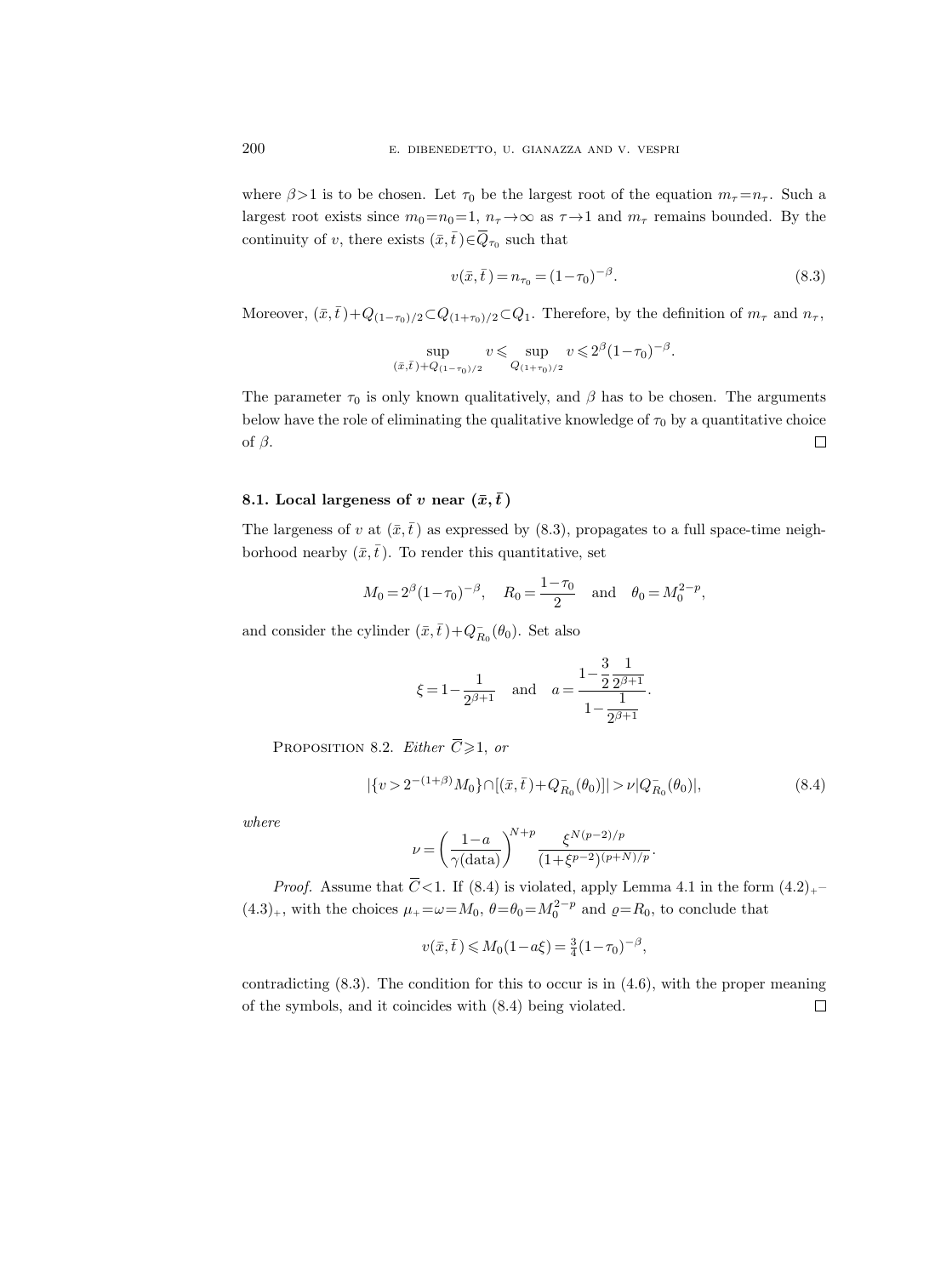where $\beta>1$ is to be chosen. Let $\tau_0$ be the largest root of the equation $m_\tau=n_\tau$. Such a largest root exists since $m_0=n_0=1$, $n_\tau\to\infty$ as $\tau\to1$ and $m_\tau$ remains bounded. By the continuity of $v$, there exists $(\bar{x},\bar{t}\,)\in\overline{Q}_{\tau_0}$ such that

$$v(\bar{x},\bar{t}\,)=n_{\tau_0}=(1-\tau_0)^{-\beta}. \tag{8.3}$$

Moreover, $(\bar{x},\bar{t}\,)+Q_{(1-\tau_0)/2}\subset Q_{(1+\tau_0)/2}\subset Q_1$. Therefore, by the definition of $m_\tau$ and $n_\tau$,

$$\sup_{(\bar{x},\bar{t})+Q_{(1-\tau_0)/2}} v\leqslant \sup_{Q_{(1+\tau_0)/2}} v\leqslant 2^\beta(1-\tau_0)^{-\beta}.$$

The parameter $\tau_0$ is only known qualitatively, and $\beta$ has to be chosen. The arguments below have the role of eliminating the qualitative knowledge of $\tau_0$ by a quantitative choice of $\beta$. $\square$

### 8.1. Local largeness of $v$ near $(\bar{x},\bar{t}\,)$

The largeness of $v$ at $(\bar{x},\bar{t}\,)$ as expressed by (8.3), propagates to a full space-time neighborhood nearby $(\bar{x},\bar{t}\,)$. To render this quantitative, set

$$M_0=2^\beta(1-\tau_0)^{-\beta},\quad R_0=\frac{1-\tau_0}{2}\quad\text{and}\quad \theta_0=M_0^{2-p},$$

and consider the cylinder $(\bar{x},\bar{t}\,)+Q^-_{R_0}(\theta_0)$. Set also

$$\xi=1-\frac{1}{2^{\beta+1}}\quad\text{and}\quad a=\frac{1-\dfrac{3}{2}\dfrac{1}{2^{\beta+1}}}{1-\dfrac{1}{2^{\beta+1}}}.$$

PROPOSITION 8.2. *Either* $\overline{C}\geqslant1$, *or*

$$|\{v>2^{-(1+\beta)}M_0\}\cap[(\bar{x},\bar{t}\,)+Q^-_{R_0}(\theta_0)]|>\nu|Q^-_{R_0}(\theta_0)|, \tag{8.4}$$

*where*

$$\nu=\biggl(\frac{1-a}{\gamma(\text{data})}\biggr)^{N+p}\frac{\xi^{N(p-2)/p}}{(1+\xi^{p-2})^{(p+N)/p}}.$$

*Proof.* Assume that $\overline{C}<1$. If (8.4) is violated, apply Lemma 4.1 in the form $(4.2)_+$–$(4.3)_+$, with the choices $\mu_+=\omega=M_0$, $\theta=\theta_0=M_0^{2-p}$ and $\varrho=R_0$, to conclude that

$$v(\bar{x},\bar{t}\,)\leqslant M_0(1-a\xi)=\tfrac{3}{4}(1-\tau_0)^{-\beta},$$

contradicting (8.3). The condition for this to occur is in (4.6), with the proper meaning of the symbols, and it coincides with (8.4) being violated. $\square$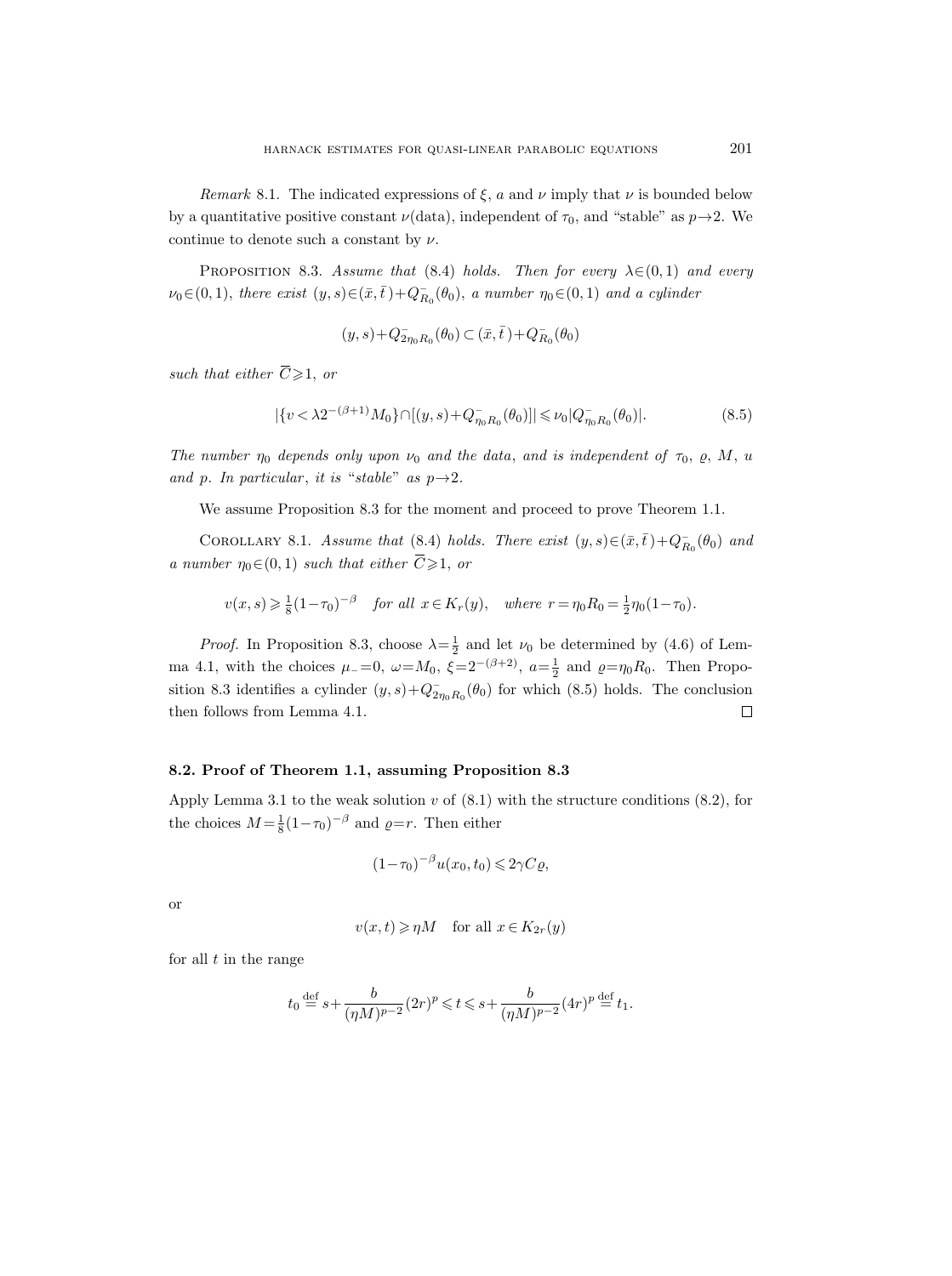*Remark* 8.1. The indicated expressions of $\xi$, $a$ and $\nu$ imply that $\nu$ is bounded below by a quantitative positive constant $\nu$(data), independent of $\tau_0$, and "stable" as $p\to 2$. We continue to denote such a constant by $\nu$.

PROPOSITION 8.3. *Assume that* (8.4) *holds. Then for every* $\lambda\in(0,1)$ *and every* $\nu_0\in(0,1)$, *there exist* $(y,s)\in(\bar{x},\bar{t}\,)+Q^-_{R_0}(\theta_0)$, *a number* $\eta_0\in(0,1)$ *and a cylinder*

$$(y,s)+Q^-_{2\eta_0 R_0}(\theta_0)\subset(\bar{x},\bar{t}\,)+Q^-_{R_0}(\theta_0)$$

*such that either* $\overline{C}\geqslant 1$, *or*

$$|\{v<\lambda 2^{-(\beta+1)}M_0\}\cap[(y,s)+Q^-_{\eta_0 R_0}(\theta_0)]|\leqslant\nu_0|Q^-_{\eta_0 R_0}(\theta_0)|. \tag{8.5}$$

*The number* $\eta_0$ *depends only upon* $\nu_0$ *and the data, and is independent of* $\tau_0$, $\varrho$, $M$, $u$ *and* $p$. *In particular*, *it is* "*stable*" *as* $p\to 2$.

We assume Proposition 8.3 for the moment and proceed to prove Theorem 1.1.

COROLLARY 8.1. *Assume that* (8.4) *holds. There exist* $(y,s)\in(\bar{x},\bar{t}\,)+Q^-_{R_0}(\theta_0)$ *and a number* $\eta_0\in(0,1)$ *such that either* $\overline{C}\geqslant 1$, *or*

$$v(x,s)\geqslant\tfrac{1}{8}(1-\tau_0)^{-\beta}\quad\textit{for all } x\in K_r(y),\quad\textit{where } r=\eta_0 R_0=\tfrac{1}{2}\eta_0(1-\tau_0).$$

*Proof.* In Proposition 8.3, choose $\lambda=\frac{1}{2}$ and let $\nu_0$ be determined by (4.6) of Lemma 4.1, with the choices $\mu_-=0$, $\omega=M_0$, $\xi=2^{-(\beta+2)}$, $a=\frac{1}{2}$ and $\varrho=\eta_0 R_0$. Then Proposition 8.3 identifies a cylinder $(y,s)+Q^-_{2\eta_0 R_0}(\theta_0)$ for which (8.5) holds. The conclusion then follows from Lemma 4.1. $\square$

### 8.2. Proof of Theorem 1.1, assuming Proposition 8.3

Apply Lemma 3.1 to the weak solution $v$ of (8.1) with the structure conditions (8.2), for the choices $M=\frac{1}{8}(1-\tau_0)^{-\beta}$ and $\varrho=r$. Then either

$$(1-\tau_0)^{-\beta}u(x_0,t_0)\leqslant 2\gamma C\varrho,$$

or

$$v(x,t)\geqslant\eta M\quad\text{for all } x\in K_{2r}(y)$$

for all $t$ in the range

$$t_0\overset{\text{def}}{=}s+\frac{b}{(\eta M)^{p-2}}(2r)^p\leqslant t\leqslant s+\frac{b}{(\eta M)^{p-2}}(4r)^p\overset{\text{def}}{=}t_1.$$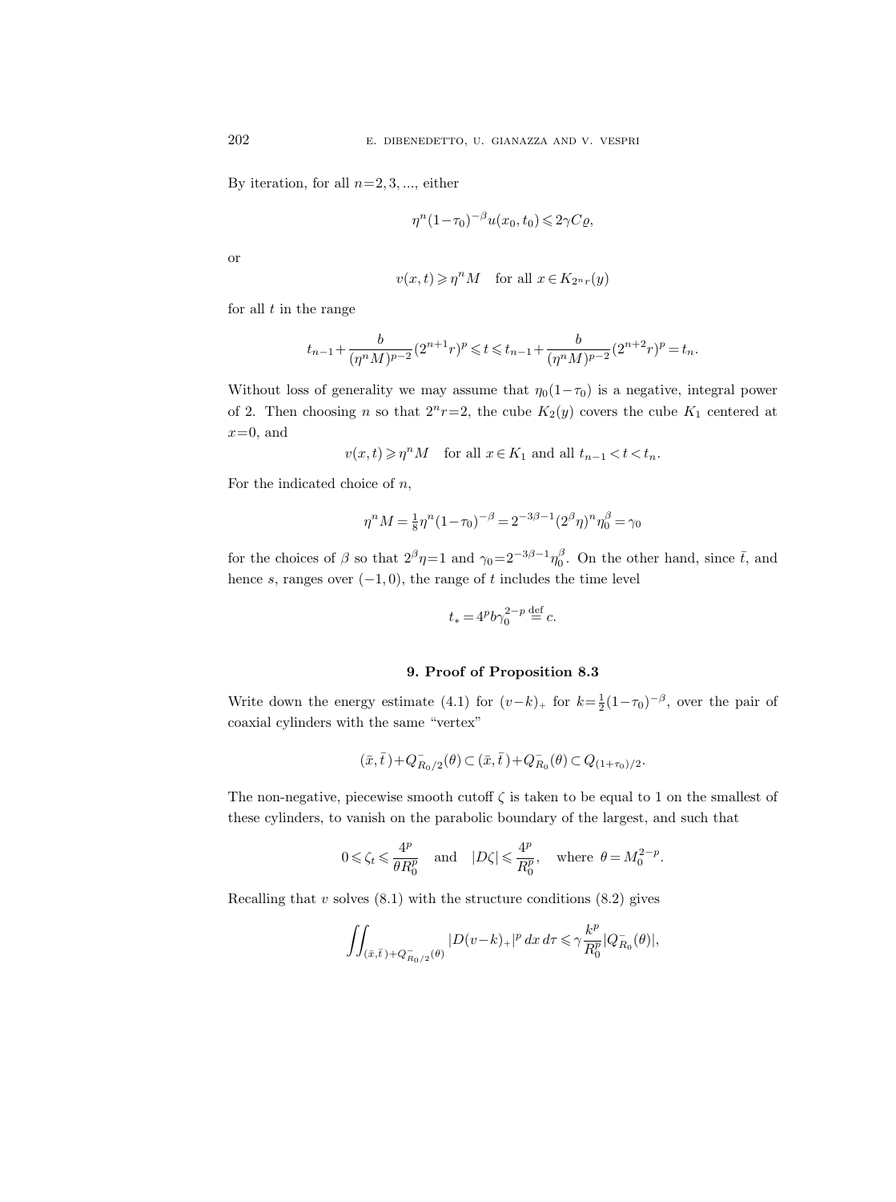By iteration, for all $n=2,3,...$, either

$$\eta^n(1-\tau_0)^{-\beta}u(x_0,t_0)\leqslant 2\gamma C\varrho,$$

or

$$v(x,t)\geqslant \eta^n M \quad \text{for all } x\in K_{2^n r}(y)$$

for all $t$ in the range

$$t_{n-1}+\frac{b}{(\eta^n M)^{p-2}}(2^{n+1}r)^p\leqslant t\leqslant t_{n-1}+\frac{b}{(\eta^n M)^{p-2}}(2^{n+2}r)^p=t_n.$$

Without loss of generality we may assume that $\eta_0(1-\tau_0)$ is a negative, integral power of 2. Then choosing $n$ so that $2^n r=2$, the cube $K_2(y)$ covers the cube $K_1$ centered at $x=0$, and

$$v(x,t)\geqslant \eta^n M \quad \text{for all } x\in K_1 \text{ and all } t_{n-1}<t<t_n.$$

For the indicated choice of $n$,

$$\eta^n M=\tfrac{1}{8}\eta^n(1-\tau_0)^{-\beta}=2^{-3\beta-1}(2^\beta\eta)^n\eta_0^\beta=\gamma_0$$

for the choices of $\beta$ so that $2^\beta\eta=1$ and $\gamma_0=2^{-3\beta-1}\eta_0^\beta$. On the other hand, since $\bar{t}$, and hence $s$, ranges over $(-1,0)$, the range of $t$ includes the time level

$$t_*=4^p b\gamma_0^{2-p}\overset{\text{def}}{=}c.$$

## 9. Proof of Proposition 8.3

Write down the energy estimate (4.1) for $(v-k)_+$ for $k=\frac{1}{2}(1-\tau_0)^{-\beta}$, over the pair of coaxial cylinders with the same "vertex"

$$(\bar{x},\bar{t})+Q^-_{R_0/2}(\theta)\subset(\bar{x},\bar{t})+Q^-_{R_0}(\theta)\subset Q_{(1+\tau_0)/2}.$$

The non-negative, piecewise smooth cutoff $\zeta$ is taken to be equal to 1 on the smallest of these cylinders, to vanish on the parabolic boundary of the largest, and such that

$$0\leqslant\zeta_t\leqslant\frac{4^p}{\theta R_0^p}\quad\text{and}\quad|D\zeta|\leqslant\frac{4^p}{R_0^p},\quad\text{where }\theta=M_0^{2-p}.$$

Recalling that $v$ solves (8.1) with the structure conditions (8.2) gives

$$\iint_{(\bar{x},\bar{t})+Q^-_{R_0/2}(\theta)}|D(v-k)_+|^p\,dx\,d\tau\leqslant\gamma\frac{k^p}{R_0^p}|Q^-_{R_0}(\theta)|,$$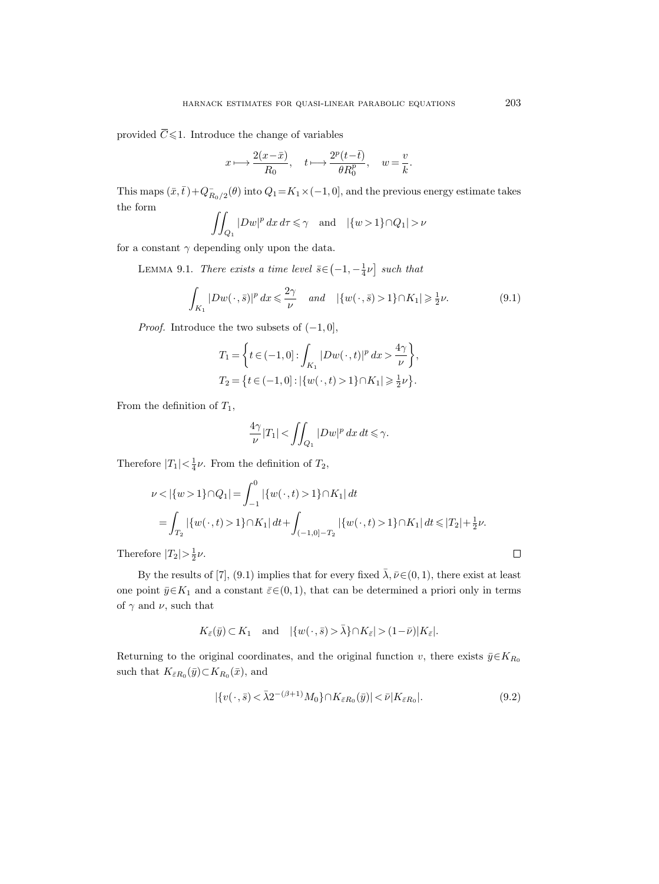provided $\overline{C}\leqslant 1$. Introduce the change of variables

$$x \longmapsto \frac{2(x-\bar{x})}{R_0}, \quad t \longmapsto \frac{2^p(t-\bar{t})}{\theta R_0^p}, \quad w = \frac{v}{k}.$$

This maps $(\bar{x},\bar{t})+Q^-_{R_0/2}(\theta)$ into $Q_1=K_1\times(-1,0]$, and the previous energy estimate takes the form

$$\iint_{Q_1} |Dw|^p \, dx \, d\tau \leqslant \gamma \quad \text{and} \quad |\{w>1\}\cap Q_1| > \nu$$

for a constant $\gamma$ depending only upon the data.

Lemma 9.1. *There exists a time level* $\bar{s}\in\left(-1,-\frac{1}{4}\nu\right]$ *such that*

$$\int_{K_1} |Dw(\,\cdot\,,\bar{s})|^p \, dx \leqslant \frac{2\gamma}{\nu} \quad \textit{and} \quad |\{w(\,\cdot\,,\bar{s})>1\}\cap K_1| \geqslant \tfrac{1}{2}\nu. \tag{9.1}$$

*Proof.* Introduce the two subsets of $(-1,0]$,

$$T_1 = \left\{ t\in(-1,0] : \int_{K_1} |Dw(\,\cdot\,,t)|^p \, dx > \frac{4\gamma}{\nu} \right\},$$
$$T_2 = \left\{ t\in(-1,0] : |\{w(\,\cdot\,,t)>1\}\cap K_1| \geqslant \tfrac{1}{2}\nu \right\}.$$

From the definition of $T_1$,

$$\frac{4\gamma}{\nu}|T_1| < \iint_{Q_1} |Dw|^p \, dx \, dt \leqslant \gamma.$$

Therefore $|T_1|<\frac{1}{4}\nu$. From the definition of $T_2$,

$$\begin{aligned}
\nu < |\{w>1\}\cap Q_1| &= \int_{-1}^{0} |\{w(\,\cdot\,,t)>1\}\cap K_1| \, dt \\
&= \int_{T_2} |\{w(\,\cdot\,,t)>1\}\cap K_1| \, dt + \int_{(-1,0]-T_2} |\{w(\,\cdot\,,t)>1\}\cap K_1| \, dt \leqslant |T_2| + \tfrac{1}{2}\nu.
\end{aligned}$$

Therefore $|T_2|>\frac{1}{2}\nu$. $\square$

By the results of [7], (9.1) implies that for every fixed $\bar{\lambda},\bar{\nu}\in(0,1)$, there exist at least one point $\bar{y}\in K_1$ and a constant $\bar{\varepsilon}\in(0,1)$, that can be determined a priori only in terms of $\gamma$ and $\nu$, such that

$$K_{\bar{\varepsilon}}(\bar{y}) \subset K_1 \quad \text{and} \quad |\{w(\,\cdot\,,\bar{s})>\bar{\lambda}\}\cap K_{\bar{\varepsilon}}| > (1-\bar{\nu})|K_{\bar{\varepsilon}}|.$$

Returning to the original coordinates, and the original function $v$, there exists $\bar{y}\in K_{R_0}$ such that $K_{\bar{\varepsilon}R_0}(\bar{y})\subset K_{R_0}(\bar{x})$, and

$$|\{v(\,\cdot\,,\bar{s}) < \bar{\lambda}2^{-(\beta+1)}M_0\}\cap K_{\bar{\varepsilon}R_0}(\bar{y})| < \bar{\nu}|K_{\bar{\varepsilon}R_0}|. \tag{9.2}$$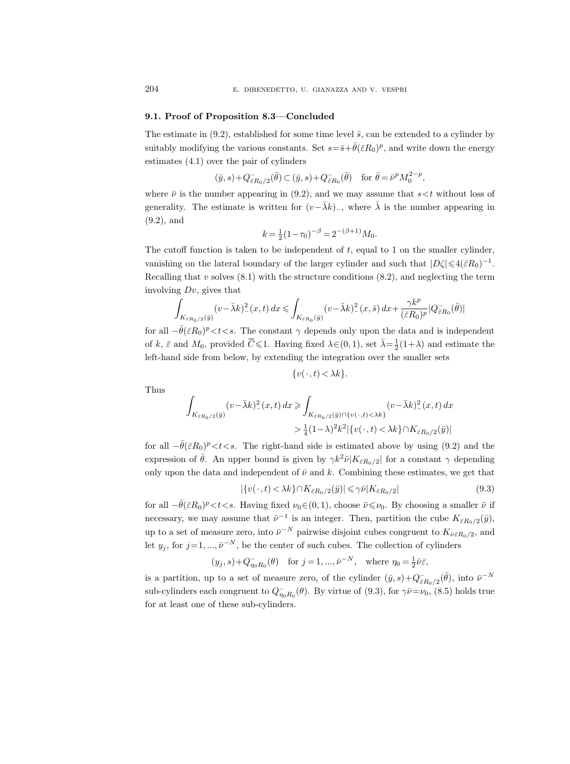### 9.1. Proof of Proposition 8.3—Concluded

The estimate in (9.2), established for some time level $\bar{s}$, can be extended to a cylinder by suitably modifying the various constants. Set $s=\bar{s}+\bar{\theta}(\bar{\varepsilon}R_0)^p$, and write down the energy estimates (4.1) over the pair of cylinders

$$(\bar{y},s)+Q^-_{\bar{\varepsilon}R_0/2}(\bar{\theta})\subset(\bar{y},s)+Q^-_{\bar{\varepsilon}R_0}(\bar{\theta})\quad\text{for } \bar{\theta}=\bar{\nu}^pM_0^{2-p},$$

where $\bar{\nu}$ is the number appearing in (9.2), and we may assume that $s<t$ without loss of generality. The estimate is written for $(v-\bar{\lambda}k)_-$, where $\bar{\lambda}$ is the number appearing in (9.2), and

$$k=\tfrac{1}{2}(1-\tau_0)^{-\beta}=2^{-(\beta+1)}M_0.$$

The cutoff function is taken to be independent of $t$, equal to 1 on the smaller cylinder, vanishing on the lateral boundary of the larger cylinder and such that $|D\zeta|\leqslant 4(\bar{\varepsilon}R_0)^{-1}$. Recalling that $v$ solves (8.1) with the structure conditions (8.2), and neglecting the term involving $Dv$, gives that

$$\int_{K_{\bar{\varepsilon}R_0/2}(\bar{y})}(v-\bar{\lambda}k)^2_-(x,t)\,dx\leqslant\int_{K_{\bar{\varepsilon}R_0}(\bar{y})}(v-\bar{\lambda}k)^2_-(x,\bar{s})\,dx+\frac{\gamma k^p}{(\bar{\varepsilon}R_0)^p}|Q^-_{\bar{\varepsilon}R_0}(\bar{\theta})|$$

for all $-\bar{\theta}(\bar{\varepsilon}R_0)^p<t<s$. The constant $\gamma$ depends only upon the data and is independent of $k$, $\bar{\varepsilon}$ and $M_0$, provided $\overline{C}\leqslant 1$. Having fixed $\lambda\in(0,1)$, set $\bar{\lambda}=\frac{1}{2}(1+\lambda)$ and estimate the left-hand side from below, by extending the integration over the smaller sets

$$\{v(\cdot,t)<\lambda k\}.$$

Thus

$$\begin{aligned}\int_{K_{\bar{\varepsilon}R_0/2}(\bar{y})}(v-\bar{\lambda}k)^2_-(x,t)\,dx&\geqslant\int_{K_{\bar{\varepsilon}R_0/2}(\bar{y})\cap\{v(\cdot,t)<\lambda k\}}(v-\bar{\lambda}k)^2_-(x,t)\,dx\\&>\tfrac{1}{4}(1-\lambda)^2k^2|\{v(\cdot,t)<\lambda k\}\cap K_{\bar{\varepsilon}R_0/2}(\bar{y})|\end{aligned}$$

for all $-\bar{\theta}(\bar{\varepsilon}R_0)^p<t<s$. The right-hand side is estimated above by using (9.2) and the expression of $\bar{\theta}$. An upper bound is given by $\gamma k^2\bar{\nu}|K_{\bar{\varepsilon}R_0/2}|$ for a constant $\gamma$ depending only upon the data and independent of $\bar{\nu}$ and $k$. Combining these estimates, we get that

$$|\{v(\cdot,t)<\lambda k\}\cap K_{\bar{\varepsilon}R_0/2}(\bar{y})|\leqslant\gamma\bar{\nu}|K_{\bar{\varepsilon}R_0/2}| \tag{9.3}$$

for all $-\bar{\theta}(\bar{\varepsilon}R_0)^p<t<s$. Having fixed $\nu_0\in(0,1)$, choose $\bar{\nu}\leqslant\nu_0$. By choosing a smaller $\bar{\nu}$ if necessary, we may assume that $\bar{\nu}^{-1}$ is an integer. Then, partition the cube $K_{\bar{\varepsilon}R_0/2}(\bar{y})$, up to a set of measure zero, into $\bar{\nu}^{-N}$ pairwise disjoint cubes congruent to $K_{\bar{\nu}\bar{\varepsilon}R_0/2}$, and let $y_j$, for $j=1,...,\bar{\nu}^{-N}$, be the center of such cubes. The collection of cylinders

$$(y_j,s)+Q^-_{\eta_0R_0}(\theta)\quad\text{for } j=1,...,\bar{\nu}^{-N},\quad\text{where } \eta_0=\tfrac{1}{2}\bar{\nu}\bar{\varepsilon},$$

is a partition, up to a set of measure zero, of the cylinder $(\bar{y},s)+Q^-_{\bar{\varepsilon}R_0/2}(\bar{\theta})$, into $\bar{\nu}^{-N}$ sub-cylinders each congruent to $Q^-_{\eta_0R_0}(\theta)$. By virtue of (9.3), for $\gamma\bar{\nu}=\nu_0$, (8.5) holds true for at least one of these sub-cylinders.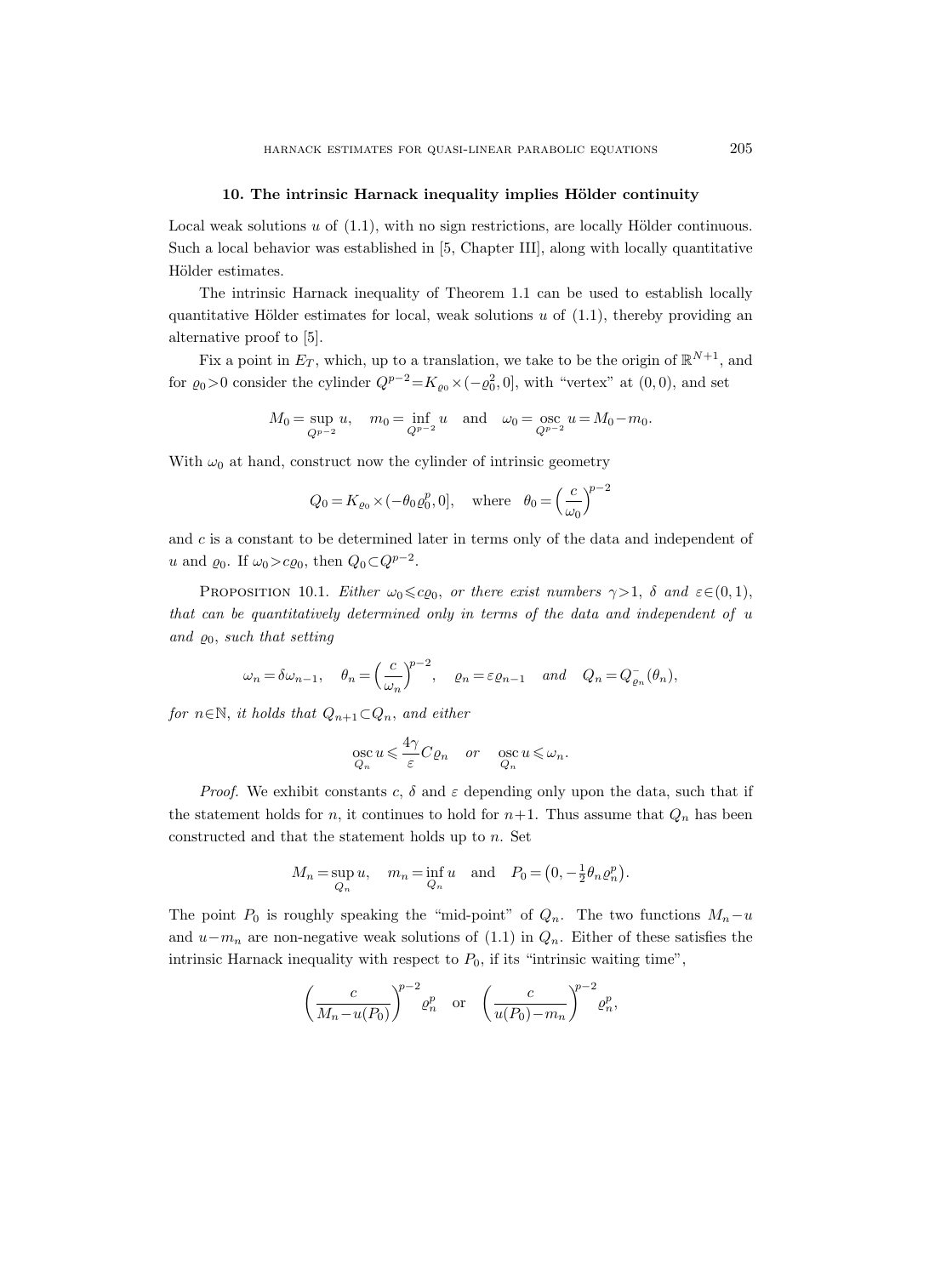## 10. The intrinsic Harnack inequality implies Hölder continuity

Local weak solutions $u$ of (1.1), with no sign restrictions, are locally Hölder continuous. Such a local behavior was established in [5, Chapter III], along with locally quantitative Hölder estimates.

The intrinsic Harnack inequality of Theorem 1.1 can be used to establish locally quantitative Hölder estimates for local, weak solutions $u$ of (1.1), thereby providing an alternative proof to [5].

Fix a point in $E_T$, which, up to a translation, we take to be the origin of $\mathbb{R}^{N+1}$, and for $\varrho_0>0$ consider the cylinder $Q^{p-2}=K_{\varrho_0}\times(-\varrho_0^2,0]$, with "vertex" at $(0,0)$, and set

$$M_0=\sup_{Q^{p-2}} u,\quad m_0=\inf_{Q^{p-2}} u \quad\text{and}\quad \omega_0=\operatorname*{osc}_{Q^{p-2}} u=M_0-m_0.$$

With $\omega_0$ at hand, construct now the cylinder of intrinsic geometry

$$Q_0=K_{\varrho_0}\times(-\theta_0\varrho_0^p,0],\quad\text{where}\quad \theta_0=\Big(\frac{c}{\omega_0}\Big)^{p-2}$$

and $c$ is a constant to be determined later in terms only of the data and independent of $u$ and $\varrho_0$. If $\omega_0>c\varrho_0$, then $Q_0\subset Q^{p-2}$.

Proposition 10.1. *Either $\omega_0\leqslant c\varrho_0$, or there exist numbers $\gamma>1$, $\delta$ and $\varepsilon\in(0,1)$, that can be quantitatively determined only in terms of the data and independent of $u$ and $\varrho_0$, such that setting*

$$\omega_n=\delta\omega_{n-1},\quad \theta_n=\Big(\frac{c}{\omega_n}\Big)^{p-2},\quad \varrho_n=\varepsilon\varrho_{n-1}\quad\text{and}\quad Q_n=Q^-_{\varrho_n}(\theta_n),$$

*for $n\in\mathbb{N}$, it holds that $Q_{n+1}\subset Q_n$, and either*

$$\operatorname*{osc}_{Q_n} u\leqslant\frac{4\gamma}{\varepsilon}C\varrho_n\quad\text{or}\quad \operatorname*{osc}_{Q_n} u\leqslant\omega_n.$$

*Proof.* We exhibit constants $c$, $\delta$ and $\varepsilon$ depending only upon the data, such that if the statement holds for $n$, it continues to hold for $n+1$. Thus assume that $Q_n$ has been constructed and that the statement holds up to $n$. Set

$$M_n=\sup_{Q_n} u,\quad m_n=\inf_{Q_n} u\quad\text{and}\quad P_0=\big(0,-\tfrac{1}{2}\theta_n\varrho_n^p\big).$$

The point $P_0$ is roughly speaking the "mid-point" of $Q_n$. The two functions $M_n-u$ and $u-m_n$ are non-negative weak solutions of (1.1) in $Q_n$. Either of these satisfies the intrinsic Harnack inequality with respect to $P_0$, if its "intrinsic waiting time",

$$\Big(\frac{c}{M_n-u(P_0)}\Big)^{p-2}\varrho_n^p\quad\text{or}\quad\Big(\frac{c}{u(P_0)-m_n}\Big)^{p-2}\varrho_n^p,$$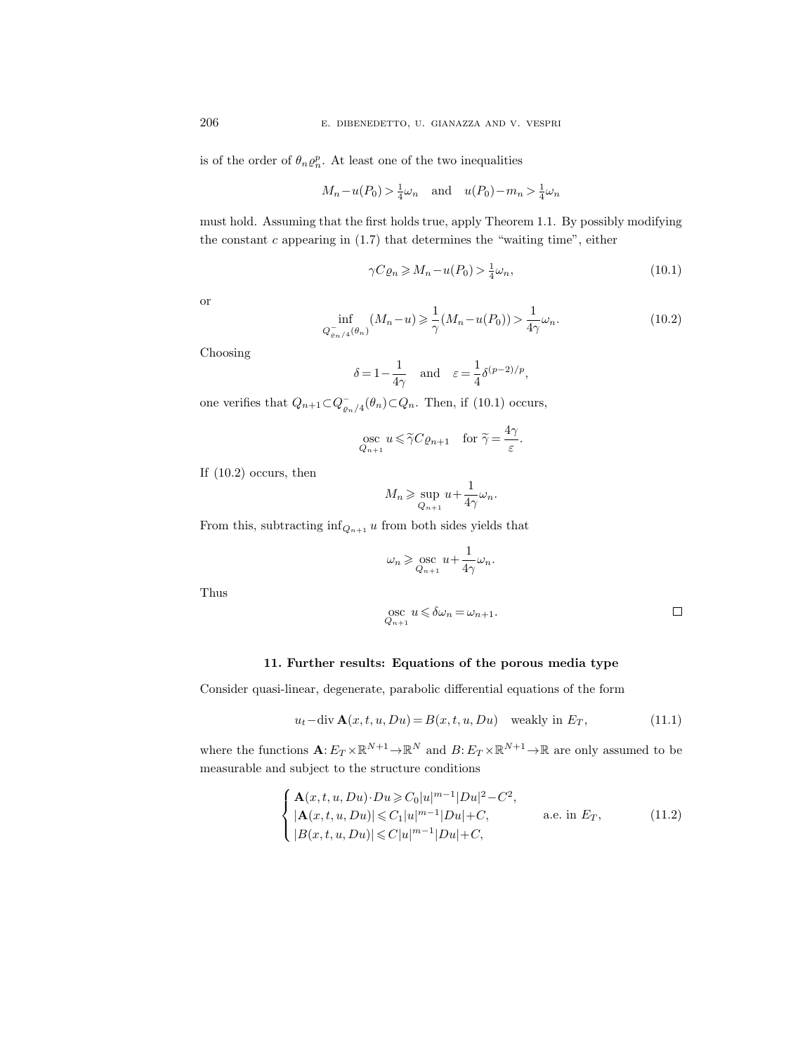is of the order of $\theta_n \varrho_n^p$. At least one of the two inequalities

$$M_n - u(P_0) > \tfrac{1}{4}\omega_n \quad \text{and} \quad u(P_0) - m_n > \tfrac{1}{4}\omega_n$$

must hold. Assuming that the first holds true, apply Theorem 1.1. By possibly modifying the constant $c$ appearing in (1.7) that determines the "waiting time", either

$$\gamma C \varrho_n \geqslant M_n - u(P_0) > \tfrac{1}{4}\omega_n, \tag{10.1}$$

or

$$\inf_{Q^-_{\varrho_n/4}(\theta_n)} (M_n - u) \geqslant \frac{1}{\gamma}(M_n - u(P_0)) > \frac{1}{4\gamma}\omega_n. \tag{10.2}$$

Choosing

$$\delta = 1 - \frac{1}{4\gamma} \quad \text{and} \quad \varepsilon = \frac{1}{4}\delta^{(p-2)/p},$$

one verifies that $Q_{n+1} \subset Q^-_{\varrho_n/4}(\theta_n) \subset Q_n$. Then, if (10.1) occurs,

$$\operatorname*{osc}_{Q_{n+1}} u \leqslant \widetilde{\gamma} C \varrho_{n+1} \quad \text{for } \widetilde{\gamma} = \frac{4\gamma}{\varepsilon}.$$

If (10.2) occurs, then

$$M_n \geqslant \sup_{Q_{n+1}} u + \frac{1}{4\gamma}\omega_n.$$

From this, subtracting $\inf_{Q_{n+1}} u$ from both sides yields that

$$\omega_n \geqslant \operatorname*{osc}_{Q_{n+1}} u + \frac{1}{4\gamma}\omega_n.$$

Thus

$$\operatorname*{osc}_{Q_{n+1}} u \leqslant \delta \omega_n = \omega_{n+1}.$$

□

## 11. Further results: Equations of the porous media type

Consider quasi-linear, degenerate, parabolic differential equations of the form

$$u_t - \operatorname{div} \mathbf{A}(x,t,u,Du) = B(x,t,u,Du) \quad \text{weakly in } E_T, \tag{11.1}$$

where the functions $\mathbf{A}: E_T \times \mathbb{R}^{N+1} \to \mathbb{R}^N$ and $B: E_T \times \mathbb{R}^{N+1} \to \mathbb{R}$ are only assumed to be measurable and subject to the structure conditions

$$\begin{cases} \mathbf{A}(x,t,u,Du) \cdot Du \geqslant C_0 |u|^{m-1} |Du|^2 - C^2, \\ |\mathbf{A}(x,t,u,Du)| \leqslant C_1 |u|^{m-1} |Du| + C, \\ |B(x,t,u,Du)| \leqslant C |u|^{m-1} |Du| + C, \end{cases} \quad \text{a.e. in } E_T, \tag{11.2}$$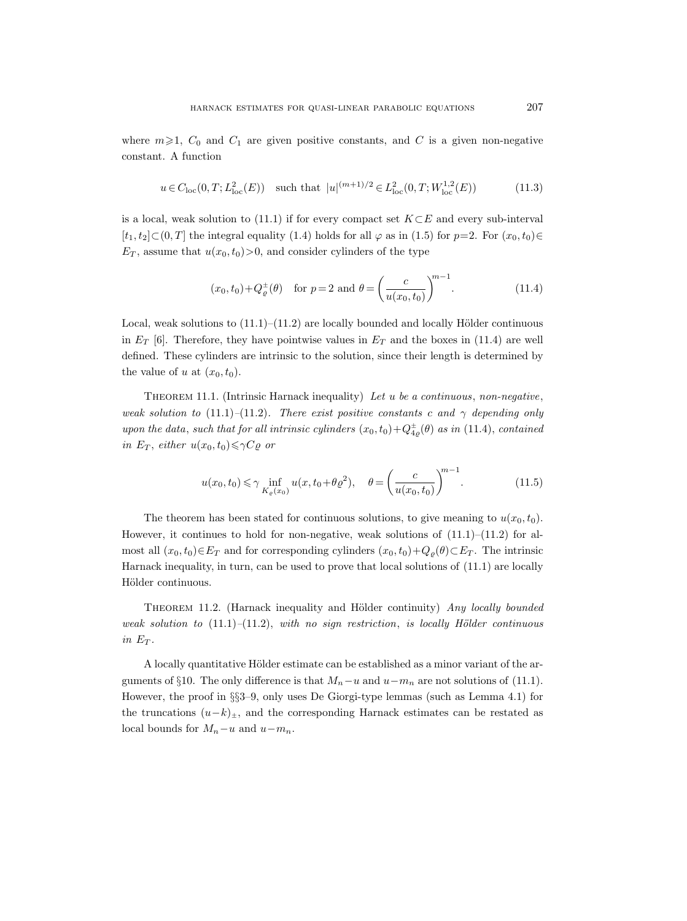where $m \geqslant 1$, $C_0$ and $C_1$ are given positive constants, and $C$ is a given non-negative constant. A function

$$u \in C_{\mathrm{loc}}(0,T;L^2_{\mathrm{loc}}(E)) \quad \text{such that } |u|^{(m+1)/2} \in L^2_{\mathrm{loc}}(0,T;W^{1,2}_{\mathrm{loc}}(E)) \tag{11.3}$$

is a local, weak solution to (11.1) if for every compact set $K \subset E$ and every sub-interval $[t_1,t_2] \subset (0,T]$ the integral equality (1.4) holds for all $\varphi$ as in (1.5) for $p=2$. For $(x_0,t_0) \in E_T$, assume that $u(x_0,t_0) > 0$, and consider cylinders of the type

$$(x_0,t_0) + Q^{\pm}_{\varrho}(\theta) \quad \text{for } p=2 \text{ and } \theta = \left(\frac{c}{u(x_0,t_0)}\right)^{m-1}. \tag{11.4}$$

Local, weak solutions to (11.1)–(11.2) are locally bounded and locally Hölder continuous in $E_T$ [6]. Therefore, they have pointwise values in $E_T$ and the boxes in (11.4) are well defined. These cylinders are intrinsic to the solution, since their length is determined by the value of $u$ at $(x_0,t_0)$.

Theorem 11.1. (Intrinsic Harnack inequality) *Let $u$ be a continuous, non-negative, weak solution to (11.1)–(11.2). There exist positive constants $c$ and $\gamma$ depending only upon the data, such that for all intrinsic cylinders $(x_0,t_0)+Q^{\pm}_{4\varrho}(\theta)$ as in (11.4), contained in $E_T$, either $u(x_0,t_0) \leqslant \gamma C \varrho$ or*

$$u(x_0,t_0) \leqslant \gamma \inf_{K_\varrho(x_0)} u(x, t_0 + \theta \varrho^2), \quad \theta = \left(\frac{c}{u(x_0,t_0)}\right)^{m-1}. \tag{11.5}$$

The theorem has been stated for continuous solutions, to give meaning to $u(x_0,t_0)$. However, it continues to hold for non-negative, weak solutions of (11.1)–(11.2) for almost all $(x_0,t_0) \in E_T$ and for corresponding cylinders $(x_0,t_0)+Q_\varrho(\theta) \subset E_T$. The intrinsic Harnack inequality, in turn, can be used to prove that local solutions of (11.1) are locally Hölder continuous.

Theorem 11.2. (Harnack inequality and Hölder continuity) *Any locally bounded weak solution to (11.1)–(11.2), with no sign restriction, is locally Hölder continuous in $E_T$.*

A locally quantitative Hölder estimate can be established as a minor variant of the arguments of §10. The only difference is that $M_n - u$ and $u - m_n$ are not solutions of (11.1). However, the proof in §§3–9, only uses De Giorgi-type lemmas (such as Lemma 4.1) for the truncations $(u-k)_{\pm}$, and the corresponding Harnack estimates can be restated as local bounds for $M_n - u$ and $u - m_n$.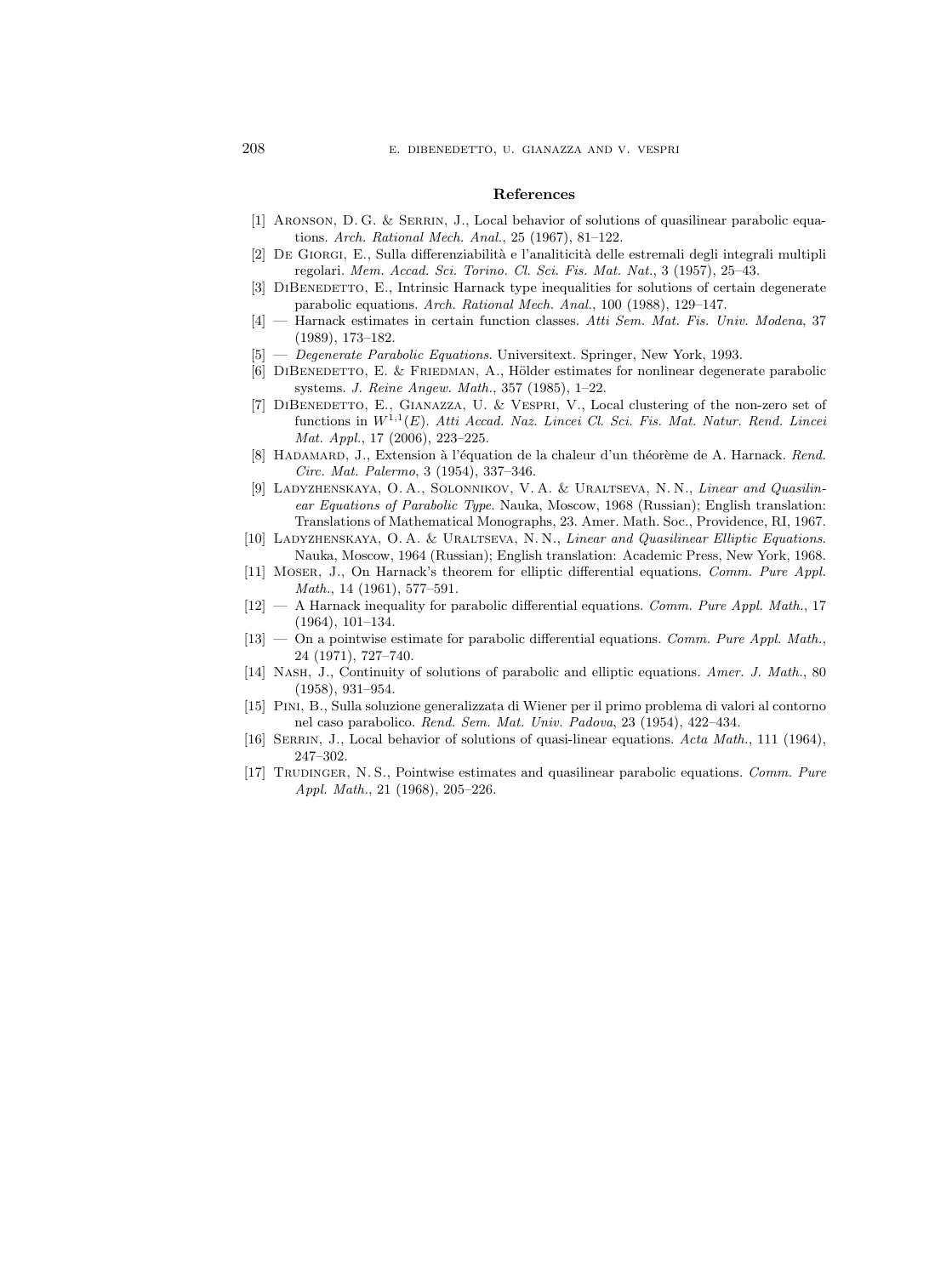## References

[1] Aronson, D. G. & Serrin, J., Local behavior of solutions of quasilinear parabolic equations. *Arch. Rational Mech. Anal.*, 25 (1967), 81–122.

[2] De Giorgi, E., Sulla differenziabilità e l'analiticità delle estremali degli integrali multipli regolari. *Mem. Accad. Sci. Torino. Cl. Sci. Fis. Mat. Nat.*, 3 (1957), 25–43.

[3] DiBenedetto, E., Intrinsic Harnack type inequalities for solutions of certain degenerate parabolic equations. *Arch. Rational Mech. Anal.*, 100 (1988), 129–147.

[4] — Harnack estimates in certain function classes. *Atti Sem. Mat. Fis. Univ. Modena*, 37 (1989), 173–182.

[5] — *Degenerate Parabolic Equations*. Universitext. Springer, New York, 1993.

[6] DiBenedetto, E. & Friedman, A., Hölder estimates for nonlinear degenerate parabolic systems. *J. Reine Angew. Math.*, 357 (1985), 1–22.

[7] DiBenedetto, E., Gianazza, U. & Vespri, V., Local clustering of the non-zero set of functions in $W^{1,1}(E)$. *Atti Accad. Naz. Lincei Cl. Sci. Fis. Mat. Natur. Rend. Lincei Mat. Appl.*, 17 (2006), 223–225.

[8] Hadamard, J., Extension à l'équation de la chaleur d'un théorème de A. Harnack. *Rend. Circ. Mat. Palermo*, 3 (1954), 337–346.

[9] Ladyzhenskaya, O. A., Solonnikov, V. A. & Uraltseva, N. N., *Linear and Quasilinear Equations of Parabolic Type*. Nauka, Moscow, 1968 (Russian); English translation: Translations of Mathematical Monographs, 23. Amer. Math. Soc., Providence, RI, 1967.

[10] Ladyzhenskaya, O. A. & Uraltseva, N. N., *Linear and Quasilinear Elliptic Equations*. Nauka, Moscow, 1964 (Russian); English translation: Academic Press, New York, 1968.

[11] Moser, J., On Harnack's theorem for elliptic differential equations. *Comm. Pure Appl. Math.*, 14 (1961), 577–591.

[12] — A Harnack inequality for parabolic differential equations. *Comm. Pure Appl. Math.*, 17 (1964), 101–134.

[13] — On a pointwise estimate for parabolic differential equations. *Comm. Pure Appl. Math.*, 24 (1971), 727–740.

[14] Nash, J., Continuity of solutions of parabolic and elliptic equations. *Amer. J. Math.*, 80 (1958), 931–954.

[15] Pini, B., Sulla soluzione generalizzata di Wiener per il primo problema di valori al contorno nel caso parabolico. *Rend. Sem. Mat. Univ. Padova*, 23 (1954), 422–434.

[16] Serrin, J., Local behavior of solutions of quasi-linear equations. *Acta Math.*, 111 (1964), 247–302.

[17] Trudinger, N. S., Pointwise estimates and quasilinear parabolic equations. *Comm. Pure Appl. Math.*, 21 (1968), 205–226.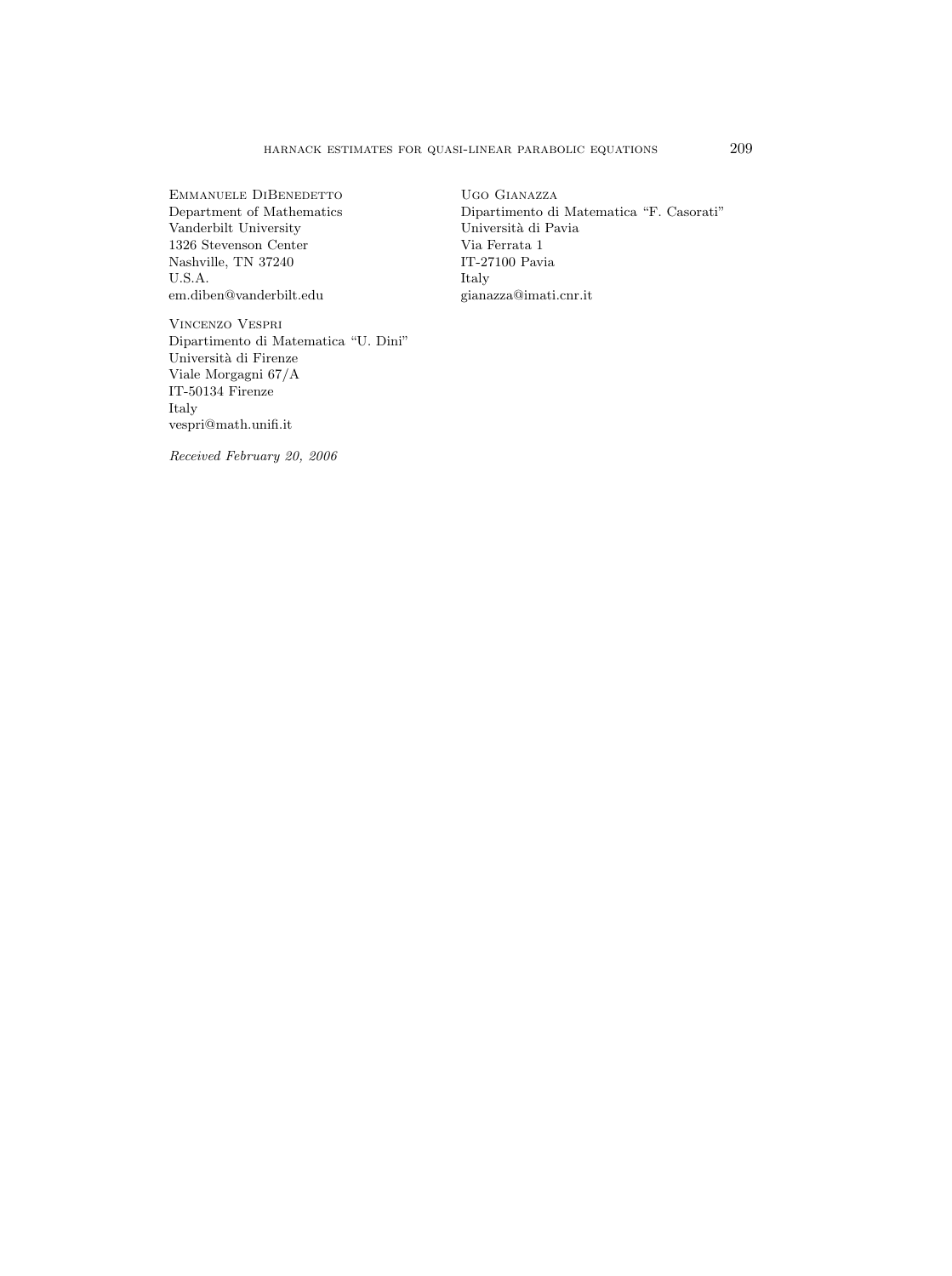Emmanuele DiBenedetto
Department of Mathematics
Vanderbilt University
1326 Stevenson Center
Nashville, TN 37240
U.S.A.
em.diben@vanderbilt.edu

Ugo Gianazza
Dipartimento di Matematica "F. Casorati"
Università di Pavia
Via Ferrata 1
IT-27100 Pavia
Italy
gianazza@imati.cnr.it

Vincenzo Vespri
Dipartimento di Matematica "U. Dini"
Università di Firenze
Viale Morgagni 67/A
IT-50134 Firenze
Italy
vespri@math.unifi.it

*Received February 20, 2006*